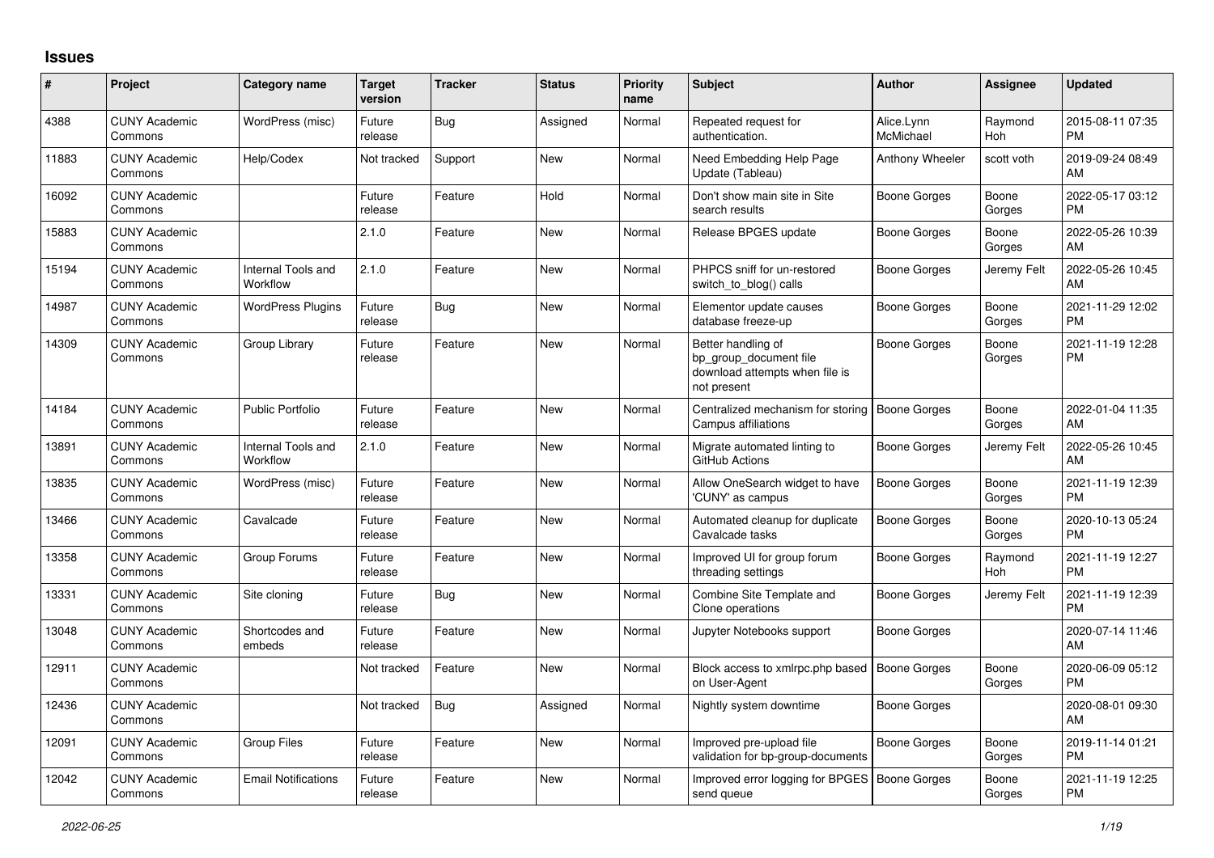## Issues

| # | Project | Category name | Target version | Tracker | Status | Priority name | Subject | Author | Assignee | Updated |
|---|---|---|---|---|---|---|---|---|---|---|
| 4388 | CUNY Academic Commons | WordPress (misc) | Future release | Bug | Assigned | Normal | Repeated request for authentication. | Alice.Lynn McMichael | Raymond Hoh | 2015-08-11 07:35 PM |
| 11883 | CUNY Academic Commons | Help/Codex | Not tracked | Support | New | Normal | Need Embedding Help Page Update (Tableau) | Anthony Wheeler | scott voth | 2019-09-24 08:49 AM |
| 16092 | CUNY Academic Commons | | Future release | Feature | Hold | Normal | Don't show main site in Site search results | Boone Gorges | Boone Gorges | 2022-05-17 03:12 PM |
| 15883 | CUNY Academic Commons | | 2.1.0 | Feature | New | Normal | Release BPGES update | Boone Gorges | Boone Gorges | 2022-05-26 10:39 AM |
| 15194 | CUNY Academic Commons | Internal Tools and Workflow | 2.1.0 | Feature | New | Normal | PHPCS sniff for un-restored switch_to_blog() calls | Boone Gorges | Jeremy Felt | 2022-05-26 10:45 AM |
| 14987 | CUNY Academic Commons | WordPress Plugins | Future release | Bug | New | Normal | Elementor update causes database freeze-up | Boone Gorges | Boone Gorges | 2021-11-29 12:02 PM |
| 14309 | CUNY Academic Commons | Group Library | Future release | Feature | New | Normal | Better handling of bp_group_document file download attempts when file is not present | Boone Gorges | Boone Gorges | 2021-11-19 12:28 PM |
| 14184 | CUNY Academic Commons | Public Portfolio | Future release | Feature | New | Normal | Centralized mechanism for storing Campus affiliations | Boone Gorges | Boone Gorges | 2022-01-04 11:35 AM |
| 13891 | CUNY Academic Commons | Internal Tools and Workflow | 2.1.0 | Feature | New | Normal | Migrate automated linting to GitHub Actions | Boone Gorges | Jeremy Felt | 2022-05-26 10:45 AM |
| 13835 | CUNY Academic Commons | WordPress (misc) | Future release | Feature | New | Normal | Allow OneSearch widget to have 'CUNY' as campus | Boone Gorges | Boone Gorges | 2021-11-19 12:39 PM |
| 13466 | CUNY Academic Commons | Cavalcade | Future release | Feature | New | Normal | Automated cleanup for duplicate Cavalcade tasks | Boone Gorges | Boone Gorges | 2020-10-13 05:24 PM |
| 13358 | CUNY Academic Commons | Group Forums | Future release | Feature | New | Normal | Improved UI for group forum threading settings | Boone Gorges | Raymond Hoh | 2021-11-19 12:27 PM |
| 13331 | CUNY Academic Commons | Site cloning | Future release | Bug | New | Normal | Combine Site Template and Clone operations | Boone Gorges | Jeremy Felt | 2021-11-19 12:39 PM |
| 13048 | CUNY Academic Commons | Shortcodes and embeds | Future release | Feature | New | Normal | Jupyter Notebooks support | Boone Gorges | | 2020-07-14 11:46 AM |
| 12911 | CUNY Academic Commons | | Not tracked | Feature | New | Normal | Block access to xmlrpc.php based on User-Agent | Boone Gorges | Boone Gorges | 2020-06-09 05:12 PM |
| 12436 | CUNY Academic Commons | | Not tracked | Bug | Assigned | Normal | Nightly system downtime | Boone Gorges | | 2020-08-01 09:30 AM |
| 12091 | CUNY Academic Commons | Group Files | Future release | Feature | New | Normal | Improved pre-upload file validation for bp-group-documents | Boone Gorges | Boone Gorges | 2019-11-14 01:21 PM |
| 12042 | CUNY Academic Commons | Email Notifications | Future release | Feature | New | Normal | Improved error logging for BPGES send queue | Boone Gorges | Boone Gorges | 2021-11-19 12:25 PM |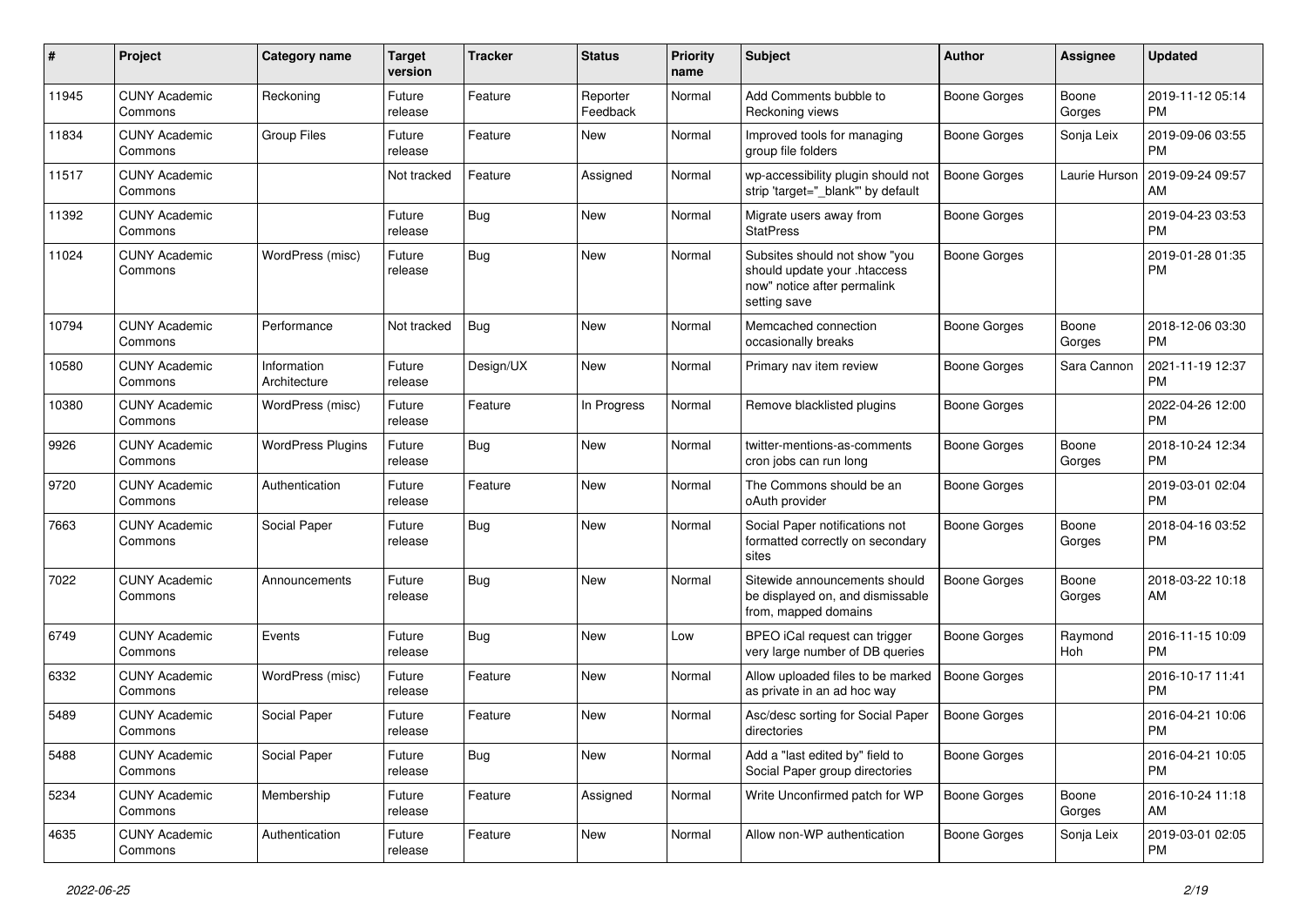| # | Project | Category name | Target version | Tracker | Status | Priority name | Subject | Author | Assignee | Updated |
|---|---|---|---|---|---|---|---|---|---|---|
| 11945 | CUNY Academic Commons | Reckoning | Future release | Feature | Reporter Feedback | Normal | Add Comments bubble to Reckoning views | Boone Gorges | Boone Gorges | 2019-11-12 05:14 PM |
| 11834 | CUNY Academic Commons | Group Files | Future release | Feature | New | Normal | Improved tools for managing group file folders | Boone Gorges | Sonja Leix | 2019-09-06 03:55 PM |
| 11517 | CUNY Academic Commons | | Not tracked | Feature | Assigned | Normal | wp-accessibility plugin should not strip 'target="_blank"' by default | Boone Gorges | Laurie Hurson | 2019-09-24 09:57 AM |
| 11392 | CUNY Academic Commons | | Future release | Bug | New | Normal | Migrate users away from StatPress | Boone Gorges | | 2019-04-23 03:53 PM |
| 11024 | CUNY Academic Commons | WordPress (misc) | Future release | Bug | New | Normal | Subsites should not show "you should update your .htaccess now" notice after permalink setting save | Boone Gorges | | 2019-01-28 01:35 PM |
| 10794 | CUNY Academic Commons | Performance | Not tracked | Bug | New | Normal | Memcached connection occasionally breaks | Boone Gorges | Boone Gorges | 2018-12-06 03:30 PM |
| 10580 | CUNY Academic Commons | Information Architecture | Future release | Design/UX | New | Normal | Primary nav item review | Boone Gorges | Sara Cannon | 2021-11-19 12:37 PM |
| 10380 | CUNY Academic Commons | WordPress (misc) | Future release | Feature | In Progress | Normal | Remove blacklisted plugins | Boone Gorges | | 2022-04-26 12:00 PM |
| 9926 | CUNY Academic Commons | WordPress Plugins | Future release | Bug | New | Normal | twitter-mentions-as-comments cron jobs can run long | Boone Gorges | Boone Gorges | 2018-10-24 12:34 PM |
| 9720 | CUNY Academic Commons | Authentication | Future release | Feature | New | Normal | The Commons should be an oAuth provider | Boone Gorges | | 2019-03-01 02:04 PM |
| 7663 | CUNY Academic Commons | Social Paper | Future release | Bug | New | Normal | Social Paper notifications not formatted correctly on secondary sites | Boone Gorges | Boone Gorges | 2018-04-16 03:52 PM |
| 7022 | CUNY Academic Commons | Announcements | Future release | Bug | New | Normal | Sitewide announcements should be displayed on, and dismissable from, mapped domains | Boone Gorges | Boone Gorges | 2018-03-22 10:18 AM |
| 6749 | CUNY Academic Commons | Events | Future release | Bug | New | Low | BPEO iCal request can trigger very large number of DB queries | Boone Gorges | Raymond Hoh | 2016-11-15 10:09 PM |
| 6332 | CUNY Academic Commons | WordPress (misc) | Future release | Feature | New | Normal | Allow uploaded files to be marked as private in an ad hoc way | Boone Gorges | | 2016-10-17 11:41 PM |
| 5489 | CUNY Academic Commons | Social Paper | Future release | Feature | New | Normal | Asc/desc sorting for Social Paper directories | Boone Gorges | | 2016-04-21 10:06 PM |
| 5488 | CUNY Academic Commons | Social Paper | Future release | Bug | New | Normal | Add a "last edited by" field to Social Paper group directories | Boone Gorges | | 2016-04-21 10:05 PM |
| 5234 | CUNY Academic Commons | Membership | Future release | Feature | Assigned | Normal | Write Unconfirmed patch for WP | Boone Gorges | Boone Gorges | 2016-10-24 11:18 AM |
| 4635 | CUNY Academic Commons | Authentication | Future release | Feature | New | Normal | Allow non-WP authentication | Boone Gorges | Sonja Leix | 2019-03-01 02:05 PM |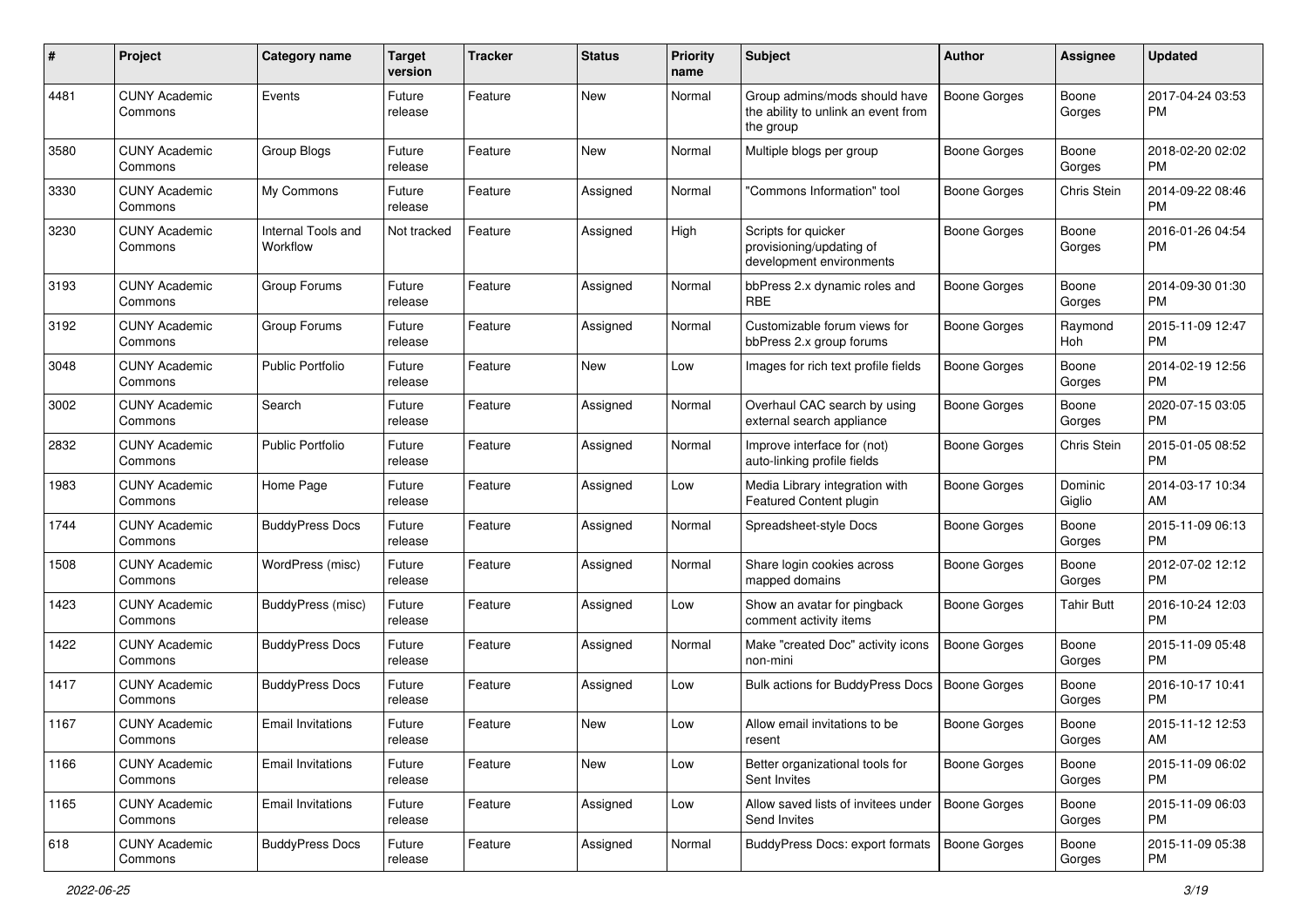| # | Project | Category name | Target version | Tracker | Status | Priority name | Subject | Author | Assignee | Updated |
|---|---|---|---|---|---|---|---|---|---|---|
| 4481 | CUNY Academic Commons | Events | Future release | Feature | New | Normal | Group admins/mods should have the ability to unlink an event from the group | Boone Gorges | Boone Gorges | 2017-04-24 03:53 PM |
| 3580 | CUNY Academic Commons | Group Blogs | Future release | Feature | New | Normal | Multiple blogs per group | Boone Gorges | Boone Gorges | 2018-02-20 02:02 PM |
| 3330 | CUNY Academic Commons | My Commons | Future release | Feature | Assigned | Normal | "Commons Information" tool | Boone Gorges | Chris Stein | 2014-09-22 08:46 PM |
| 3230 | CUNY Academic Commons | Internal Tools and Workflow | Not tracked | Feature | Assigned | High | Scripts for quicker provisioning/updating of development environments | Boone Gorges | Boone Gorges | 2016-01-26 04:54 PM |
| 3193 | CUNY Academic Commons | Group Forums | Future release | Feature | Assigned | Normal | bbPress 2.x dynamic roles and RBE | Boone Gorges | Boone Gorges | 2014-09-30 01:30 PM |
| 3192 | CUNY Academic Commons | Group Forums | Future release | Feature | Assigned | Normal | Customizable forum views for bbPress 2.x group forums | Boone Gorges | Raymond Hoh | 2015-11-09 12:47 PM |
| 3048 | CUNY Academic Commons | Public Portfolio | Future release | Feature | New | Low | Images for rich text profile fields | Boone Gorges | Boone Gorges | 2014-02-19 12:56 PM |
| 3002 | CUNY Academic Commons | Search | Future release | Feature | Assigned | Normal | Overhaul CAC search by using external search appliance | Boone Gorges | Boone Gorges | 2020-07-15 03:05 PM |
| 2832 | CUNY Academic Commons | Public Portfolio | Future release | Feature | Assigned | Normal | Improve interface for (not) auto-linking profile fields | Boone Gorges | Chris Stein | 2015-01-05 08:52 PM |
| 1983 | CUNY Academic Commons | Home Page | Future release | Feature | Assigned | Low | Media Library integration with Featured Content plugin | Boone Gorges | Dominic Giglio | 2014-03-17 10:34 AM |
| 1744 | CUNY Academic Commons | BuddyPress Docs | Future release | Feature | Assigned | Normal | Spreadsheet-style Docs | Boone Gorges | Boone Gorges | 2015-11-09 06:13 PM |
| 1508 | CUNY Academic Commons | WordPress (misc) | Future release | Feature | Assigned | Normal | Share login cookies across mapped domains | Boone Gorges | Boone Gorges | 2012-07-02 12:12 PM |
| 1423 | CUNY Academic Commons | BuddyPress (misc) | Future release | Feature | Assigned | Low | Show an avatar for pingback comment activity items | Boone Gorges | Tahir Butt | 2016-10-24 12:03 PM |
| 1422 | CUNY Academic Commons | BuddyPress Docs | Future release | Feature | Assigned | Normal | Make "created Doc" activity icons non-mini | Boone Gorges | Boone Gorges | 2015-11-09 05:48 PM |
| 1417 | CUNY Academic Commons | BuddyPress Docs | Future release | Feature | Assigned | Low | Bulk actions for BuddyPress Docs | Boone Gorges | Boone Gorges | 2016-10-17 10:41 PM |
| 1167 | CUNY Academic Commons | Email Invitations | Future release | Feature | New | Low | Allow email invitations to be resent | Boone Gorges | Boone Gorges | 2015-11-12 12:53 AM |
| 1166 | CUNY Academic Commons | Email Invitations | Future release | Feature | New | Low | Better organizational tools for Sent Invites | Boone Gorges | Boone Gorges | 2015-11-09 06:02 PM |
| 1165 | CUNY Academic Commons | Email Invitations | Future release | Feature | Assigned | Low | Allow saved lists of invitees under Send Invites | Boone Gorges | Boone Gorges | 2015-11-09 06:03 PM |
| 618 | CUNY Academic Commons | BuddyPress Docs | Future release | Feature | Assigned | Normal | BuddyPress Docs: export formats | Boone Gorges | Boone Gorges | 2015-11-09 05:38 PM |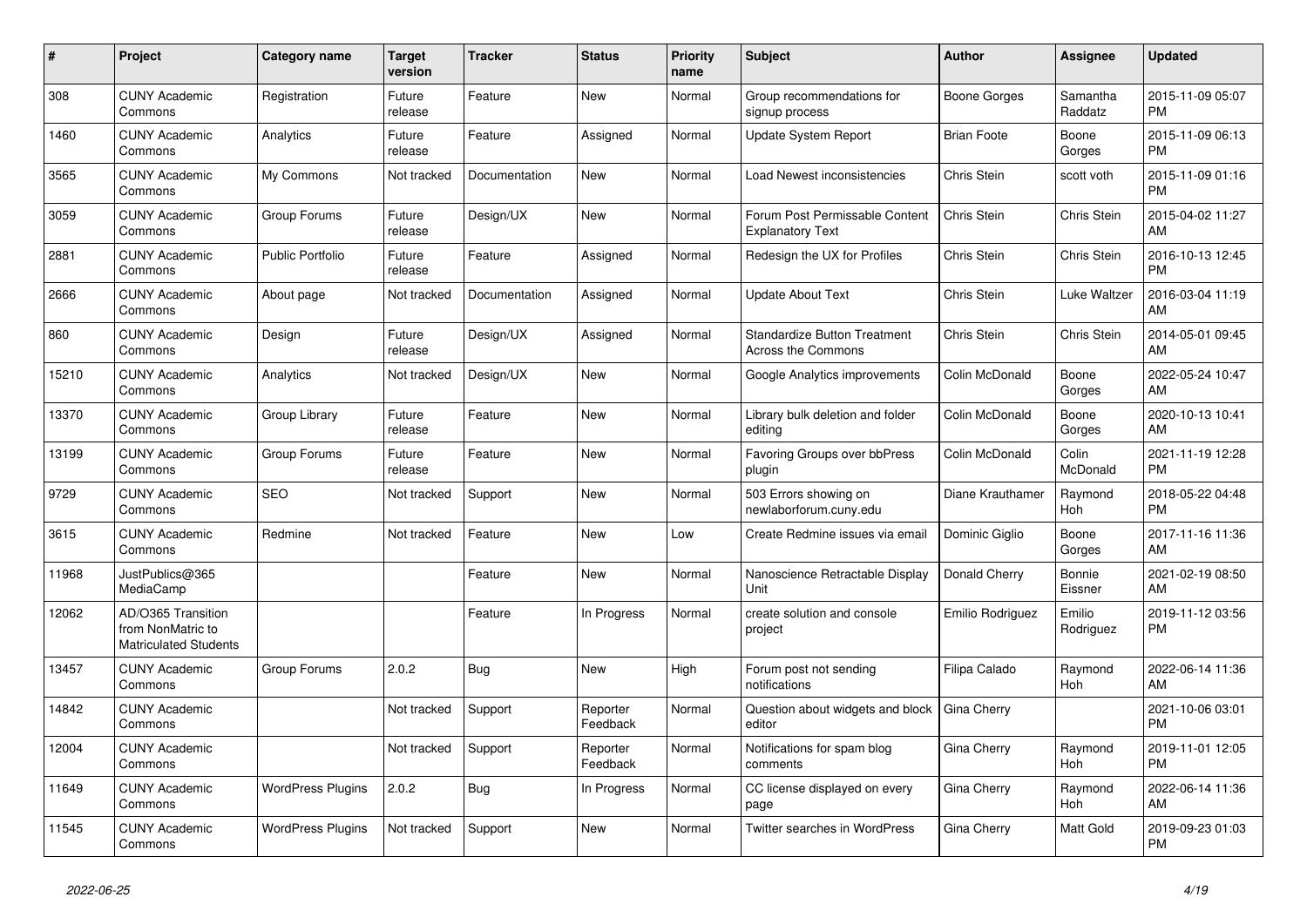| # | Project | Category name | Target version | Tracker | Status | Priority name | Subject | Author | Assignee | Updated |
|---|---|---|---|---|---|---|---|---|---|---|
| 308 | CUNY Academic Commons | Registration | Future release | Feature | New | Normal | Group recommendations for signup process | Boone Gorges | Samantha Raddatz | 2015-11-09 05:07 PM |
| 1460 | CUNY Academic Commons | Analytics | Future release | Feature | Assigned | Normal | Update System Report | Brian Foote | Boone Gorges | 2015-11-09 06:13 PM |
| 3565 | CUNY Academic Commons | My Commons | Not tracked | Documentation | New | Normal | Load Newest inconsistencies | Chris Stein | scott voth | 2015-11-09 01:16 PM |
| 3059 | CUNY Academic Commons | Group Forums | Future release | Design/UX | New | Normal | Forum Post Permissable Content Explanatory Text | Chris Stein | Chris Stein | 2015-04-02 11:27 AM |
| 2881 | CUNY Academic Commons | Public Portfolio | Future release | Feature | Assigned | Normal | Redesign the UX for Profiles | Chris Stein | Chris Stein | 2016-10-13 12:45 PM |
| 2666 | CUNY Academic Commons | About page | Not tracked | Documentation | Assigned | Normal | Update About Text | Chris Stein | Luke Waltzer | 2016-03-04 11:19 AM |
| 860 | CUNY Academic Commons | Design | Future release | Design/UX | Assigned | Normal | Standardize Button Treatment Across the Commons | Chris Stein | Chris Stein | 2014-05-01 09:45 AM |
| 15210 | CUNY Academic Commons | Analytics | Not tracked | Design/UX | New | Normal | Google Analytics improvements | Colin McDonald | Boone Gorges | 2022-05-24 10:47 AM |
| 13370 | CUNY Academic Commons | Group Library | Future release | Feature | New | Normal | Library bulk deletion and folder editing | Colin McDonald | Boone Gorges | 2020-10-13 10:41 AM |
| 13199 | CUNY Academic Commons | Group Forums | Future release | Feature | New | Normal | Favoring Groups over bbPress plugin | Colin McDonald | Colin McDonald | 2021-11-19 12:28 PM |
| 9729 | CUNY Academic Commons | SEO | Not tracked | Support | New | Normal | 503 Errors showing on newlaborforum.cuny.edu | Diane Krauthamer | Raymond Hoh | 2018-05-22 04:48 PM |
| 3615 | CUNY Academic Commons | Redmine | Not tracked | Feature | New | Low | Create Redmine issues via email | Dominic Giglio | Boone Gorges | 2017-11-16 11:36 AM |
| 11968 | JustPublics@365 MediaCamp | | | Feature | New | Normal | Nanoscience Retractable Display Unit | Donald Cherry | Bonnie Eissner | 2021-02-19 08:50 AM |
| 12062 | AD/O365 Transition from NonMatric to Matriculated Students | | | Feature | In Progress | Normal | create solution and console project | Emilio Rodriguez | Emilio Rodriguez | 2019-11-12 03:56 PM |
| 13457 | CUNY Academic Commons | Group Forums | 2.0.2 | Bug | New | High | Forum post not sending notifications | Filipa Calado | Raymond Hoh | 2022-06-14 11:36 AM |
| 14842 | CUNY Academic Commons | | Not tracked | Support | Reporter Feedback | Normal | Question about widgets and block editor | Gina Cherry | | 2021-10-06 03:01 PM |
| 12004 | CUNY Academic Commons | | Not tracked | Support | Reporter Feedback | Normal | Notifications for spam blog comments | Gina Cherry | Raymond Hoh | 2019-11-01 12:05 PM |
| 11649 | CUNY Academic Commons | WordPress Plugins | 2.0.2 | Bug | In Progress | Normal | CC license displayed on every page | Gina Cherry | Raymond Hoh | 2022-06-14 11:36 AM |
| 11545 | CUNY Academic Commons | WordPress Plugins | Not tracked | Support | New | Normal | Twitter searches in WordPress | Gina Cherry | Matt Gold | 2019-09-23 01:03 PM |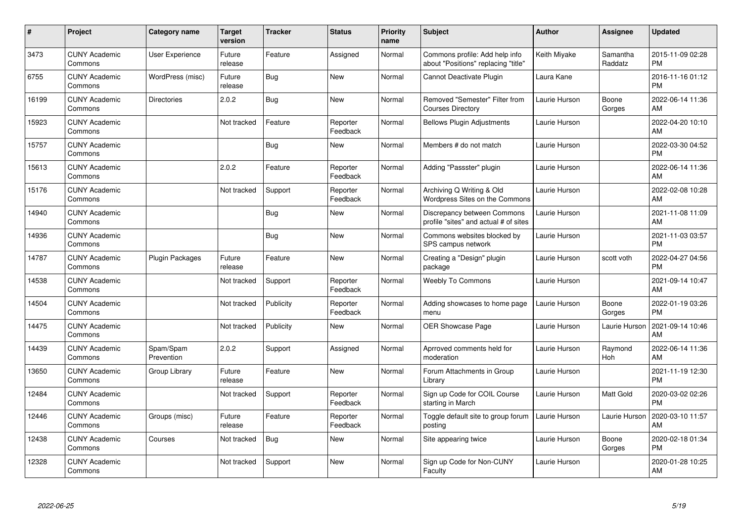| # | Project | Category name | Target version | Tracker | Status | Priority name | Subject | Author | Assignee | Updated |
|---|---|---|---|---|---|---|---|---|---|---|
| 3473 | CUNY Academic Commons | User Experience | Future release | Feature | Assigned | Normal | Commons profile: Add help info about "Positions" replacing "title" | Keith Miyake | Samantha Raddatz | 2015-11-09 02:28 PM |
| 6755 | CUNY Academic Commons | WordPress (misc) | Future release | Bug | New | Normal | Cannot Deactivate Plugin | Laura Kane | | 2016-11-16 01:12 PM |
| 16199 | CUNY Academic Commons | Directories | 2.0.2 | Bug | New | Normal | Removed "Semester" Filter from Courses Directory | Laurie Hurson | Boone Gorges | 2022-06-14 11:36 AM |
| 15923 | CUNY Academic Commons | | Not tracked | Feature | Reporter Feedback | Normal | Bellows Plugin Adjustments | Laurie Hurson | | 2022-04-20 10:10 AM |
| 15757 | CUNY Academic Commons | | | Bug | New | Normal | Members # do not match | Laurie Hurson | | 2022-03-30 04:52 PM |
| 15613 | CUNY Academic Commons | | 2.0.2 | Feature | Reporter Feedback | Normal | Adding "Passster" plugin | Laurie Hurson | | 2022-06-14 11:36 AM |
| 15176 | CUNY Academic Commons | | Not tracked | Support | Reporter Feedback | Normal | Archiving Q Writing & Old Wordpress Sites on the Commons | Laurie Hurson | | 2022-02-08 10:28 AM |
| 14940 | CUNY Academic Commons | | | Bug | New | Normal | Discrepancy between Commons profile "sites" and actual # of sites | Laurie Hurson | | 2021-11-08 11:09 AM |
| 14936 | CUNY Academic Commons | | | Bug | New | Normal | Commons websites blocked by SPS campus network | Laurie Hurson | | 2021-11-03 03:57 PM |
| 14787 | CUNY Academic Commons | Plugin Packages | Future release | Feature | New | Normal | Creating a "Design" plugin package | Laurie Hurson | scott voth | 2022-04-27 04:56 PM |
| 14538 | CUNY Academic Commons | | Not tracked | Support | Reporter Feedback | Normal | Weebly To Commons | Laurie Hurson | | 2021-09-14 10:47 AM |
| 14504 | CUNY Academic Commons | | Not tracked | Publicity | Reporter Feedback | Normal | Adding showcases to home page menu | Laurie Hurson | Boone Gorges | 2022-01-19 03:26 PM |
| 14475 | CUNY Academic Commons | | Not tracked | Publicity | New | Normal | OER Showcase Page | Laurie Hurson | Laurie Hurson | 2021-09-14 10:46 AM |
| 14439 | CUNY Academic Commons | Spam/Spam Prevention | 2.0.2 | Support | Assigned | Normal | Aprroved comments held for moderation | Laurie Hurson | Raymond Hoh | 2022-06-14 11:36 AM |
| 13650 | CUNY Academic Commons | Group Library | Future release | Feature | New | Normal | Forum Attachments in Group Library | Laurie Hurson | | 2021-11-19 12:30 PM |
| 12484 | CUNY Academic Commons | | Not tracked | Support | Reporter Feedback | Normal | Sign up Code for COIL Course starting in March | Laurie Hurson | Matt Gold | 2020-03-02 02:26 PM |
| 12446 | CUNY Academic Commons | Groups (misc) | Future release | Feature | Reporter Feedback | Normal | Toggle default site to group forum posting | Laurie Hurson | Laurie Hurson | 2020-03-10 11:57 AM |
| 12438 | CUNY Academic Commons | Courses | Not tracked | Bug | New | Normal | Site appearing twice | Laurie Hurson | Boone Gorges | 2020-02-18 01:34 PM |
| 12328 | CUNY Academic Commons | | Not tracked | Support | New | Normal | Sign up Code for Non-CUNY Faculty | Laurie Hurson | | 2020-01-28 10:25 AM |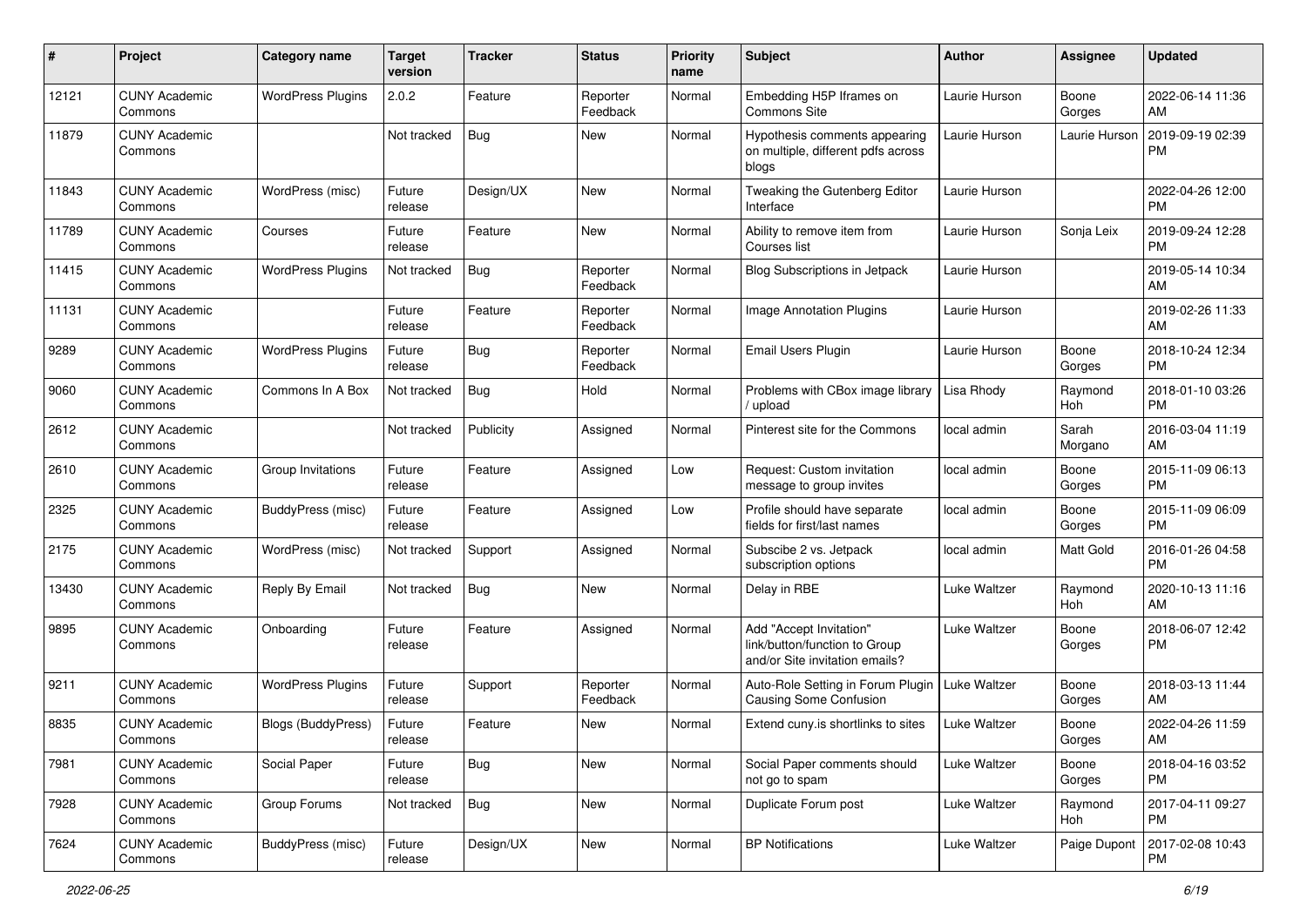| # | Project | Category name | Target version | Tracker | Status | Priority name | Subject | Author | Assignee | Updated |
|---|---|---|---|---|---|---|---|---|---|---|
| 12121 | CUNY Academic Commons | WordPress Plugins | 2.0.2 | Feature | Reporter Feedback | Normal | Embedding H5P Iframes on Commons Site | Laurie Hurson | Boone Gorges | 2022-06-14 11:36 AM |
| 11879 | CUNY Academic Commons | | Not tracked | Bug | New | Normal | Hypothesis comments appearing on multiple, different pdfs across blogs | Laurie Hurson | Laurie Hurson | 2019-09-19 02:39 PM |
| 11843 | CUNY Academic Commons | WordPress (misc) | Future release | Design/UX | New | Normal | Tweaking the Gutenberg Editor Interface | Laurie Hurson | | 2022-04-26 12:00 PM |
| 11789 | CUNY Academic Commons | Courses | Future release | Feature | New | Normal | Ability to remove item from Courses list | Laurie Hurson | Sonja Leix | 2019-09-24 12:28 PM |
| 11415 | CUNY Academic Commons | WordPress Plugins | Not tracked | Bug | Reporter Feedback | Normal | Blog Subscriptions in Jetpack | Laurie Hurson | | 2019-05-14 10:34 AM |
| 11131 | CUNY Academic Commons | | Future release | Feature | Reporter Feedback | Normal | Image Annotation Plugins | Laurie Hurson | | 2019-02-26 11:33 AM |
| 9289 | CUNY Academic Commons | WordPress Plugins | Future release | Bug | Reporter Feedback | Normal | Email Users Plugin | Laurie Hurson | Boone Gorges | 2018-10-24 12:34 PM |
| 9060 | CUNY Academic Commons | Commons In A Box | Not tracked | Bug | Hold | Normal | Problems with CBox image library / upload | Lisa Rhody | Raymond Hoh | 2018-01-10 03:26 PM |
| 2612 | CUNY Academic Commons | | Not tracked | Publicity | Assigned | Normal | Pinterest site for the Commons | local admin | Sarah Morgano | 2016-03-04 11:19 AM |
| 2610 | CUNY Academic Commons | Group Invitations | Future release | Feature | Assigned | Low | Request: Custom invitation message to group invites | local admin | Boone Gorges | 2015-11-09 06:13 PM |
| 2325 | CUNY Academic Commons | BuddyPress (misc) | Future release | Feature | Assigned | Low | Profile should have separate fields for first/last names | local admin | Boone Gorges | 2015-11-09 06:09 PM |
| 2175 | CUNY Academic Commons | WordPress (misc) | Not tracked | Support | Assigned | Normal | Subscibe 2 vs. Jetpack subscription options | local admin | Matt Gold | 2016-01-26 04:58 PM |
| 13430 | CUNY Academic Commons | Reply By Email | Not tracked | Bug | New | Normal | Delay in RBE | Luke Waltzer | Raymond Hoh | 2020-10-13 11:16 AM |
| 9895 | CUNY Academic Commons | Onboarding | Future release | Feature | Assigned | Normal | Add "Accept Invitation" link/button/function to Group and/or Site invitation emails? | Luke Waltzer | Boone Gorges | 2018-06-07 12:42 PM |
| 9211 | CUNY Academic Commons | WordPress Plugins | Future release | Support | Reporter Feedback | Normal | Auto-Role Setting in Forum Plugin Causing Some Confusion | Luke Waltzer | Boone Gorges | 2018-03-13 11:44 AM |
| 8835 | CUNY Academic Commons | Blogs (BuddyPress) | Future release | Feature | New | Normal | Extend cuny.is shortlinks to sites | Luke Waltzer | Boone Gorges | 2022-04-26 11:59 AM |
| 7981 | CUNY Academic Commons | Social Paper | Future release | Bug | New | Normal | Social Paper comments should not go to spam | Luke Waltzer | Boone Gorges | 2018-04-16 03:52 PM |
| 7928 | CUNY Academic Commons | Group Forums | Not tracked | Bug | New | Normal | Duplicate Forum post | Luke Waltzer | Raymond Hoh | 2017-04-11 09:27 PM |
| 7624 | CUNY Academic Commons | BuddyPress (misc) | Future release | Design/UX | New | Normal | BP Notifications | Luke Waltzer | Paige Dupont | 2017-02-08 10:43 PM |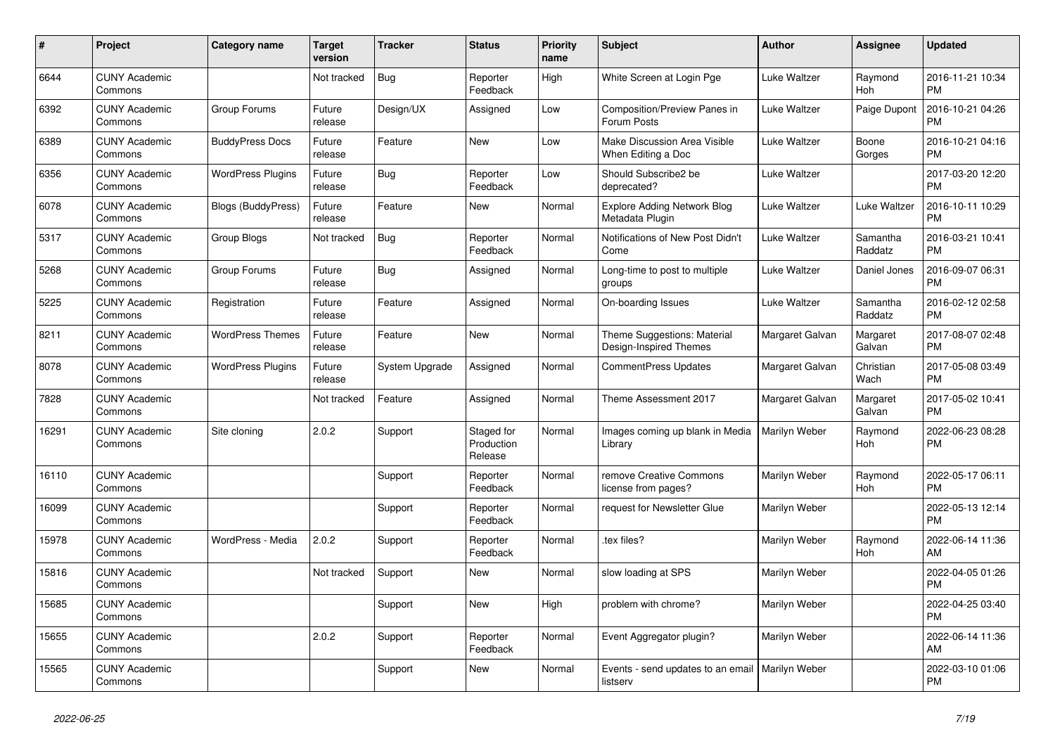| # | Project | Category name | Target version | Tracker | Status | Priority name | Subject | Author | Assignee | Updated |
|---|---|---|---|---|---|---|---|---|---|---|
| 6644 | CUNY Academic Commons | | Not tracked | Bug | Reporter Feedback | High | White Screen at Login Pge | Luke Waltzer | Raymond Hoh | 2016-11-21 10:34 PM |
| 6392 | CUNY Academic Commons | Group Forums | Future release | Design/UX | Assigned | Low | Composition/Preview Panes in Forum Posts | Luke Waltzer | Paige Dupont | 2016-10-21 04:26 PM |
| 6389 | CUNY Academic Commons | BuddyPress Docs | Future release | Feature | New | Low | Make Discussion Area Visible When Editing a Doc | Luke Waltzer | Boone Gorges | 2016-10-21 04:16 PM |
| 6356 | CUNY Academic Commons | WordPress Plugins | Future release | Bug | Reporter Feedback | Low | Should Subscribe2 be deprecated? | Luke Waltzer | | 2017-03-20 12:20 PM |
| 6078 | CUNY Academic Commons | Blogs (BuddyPress) | Future release | Feature | New | Normal | Explore Adding Network Blog Metadata Plugin | Luke Waltzer | Luke Waltzer | 2016-10-11 10:29 PM |
| 5317 | CUNY Academic Commons | Group Blogs | Not tracked | Bug | Reporter Feedback | Normal | Notifications of New Post Didn't Come | Luke Waltzer | Samantha Raddatz | 2016-03-21 10:41 PM |
| 5268 | CUNY Academic Commons | Group Forums | Future release | Bug | Assigned | Normal | Long-time to post to multiple groups | Luke Waltzer | Daniel Jones | 2016-09-07 06:31 PM |
| 5225 | CUNY Academic Commons | Registration | Future release | Feature | Assigned | Normal | On-boarding Issues | Luke Waltzer | Samantha Raddatz | 2016-02-12 02:58 PM |
| 8211 | CUNY Academic Commons | WordPress Themes | Future release | Feature | New | Normal | Theme Suggestions: Material Design-Inspired Themes | Margaret Galvan | Margaret Galvan | 2017-08-07 02:48 PM |
| 8078 | CUNY Academic Commons | WordPress Plugins | Future release | System Upgrade | Assigned | Normal | CommentPress Updates | Margaret Galvan | Christian Wach | 2017-05-08 03:49 PM |
| 7828 | CUNY Academic Commons | | Not tracked | Feature | Assigned | Normal | Theme Assessment 2017 | Margaret Galvan | Margaret Galvan | 2017-05-02 10:41 PM |
| 16291 | CUNY Academic Commons | Site cloning | 2.0.2 | Support | Staged for Production Release | Normal | Images coming up blank in Media Library | Marilyn Weber | Raymond Hoh | 2022-06-23 08:28 PM |
| 16110 | CUNY Academic Commons | | | Support | Reporter Feedback | Normal | remove Creative Commons license from pages? | Marilyn Weber | Raymond Hoh | 2022-05-17 06:11 PM |
| 16099 | CUNY Academic Commons | | | Support | Reporter Feedback | Normal | request for Newsletter Glue | Marilyn Weber | | 2022-05-13 12:14 PM |
| 15978 | CUNY Academic Commons | WordPress - Media | 2.0.2 | Support | Reporter Feedback | Normal | .tex files? | Marilyn Weber | Raymond Hoh | 2022-06-14 11:36 AM |
| 15816 | CUNY Academic Commons | | Not tracked | Support | New | Normal | slow loading at SPS | Marilyn Weber | | 2022-04-05 01:26 PM |
| 15685 | CUNY Academic Commons | | | Support | New | High | problem with chrome? | Marilyn Weber | | 2022-04-25 03:40 PM |
| 15655 | CUNY Academic Commons | | 2.0.2 | Support | Reporter Feedback | Normal | Event Aggregator plugin? | Marilyn Weber | | 2022-06-14 11:36 AM |
| 15565 | CUNY Academic Commons | | | Support | New | Normal | Events - send updates to an email listserv | Marilyn Weber | | 2022-03-10 01:06 PM |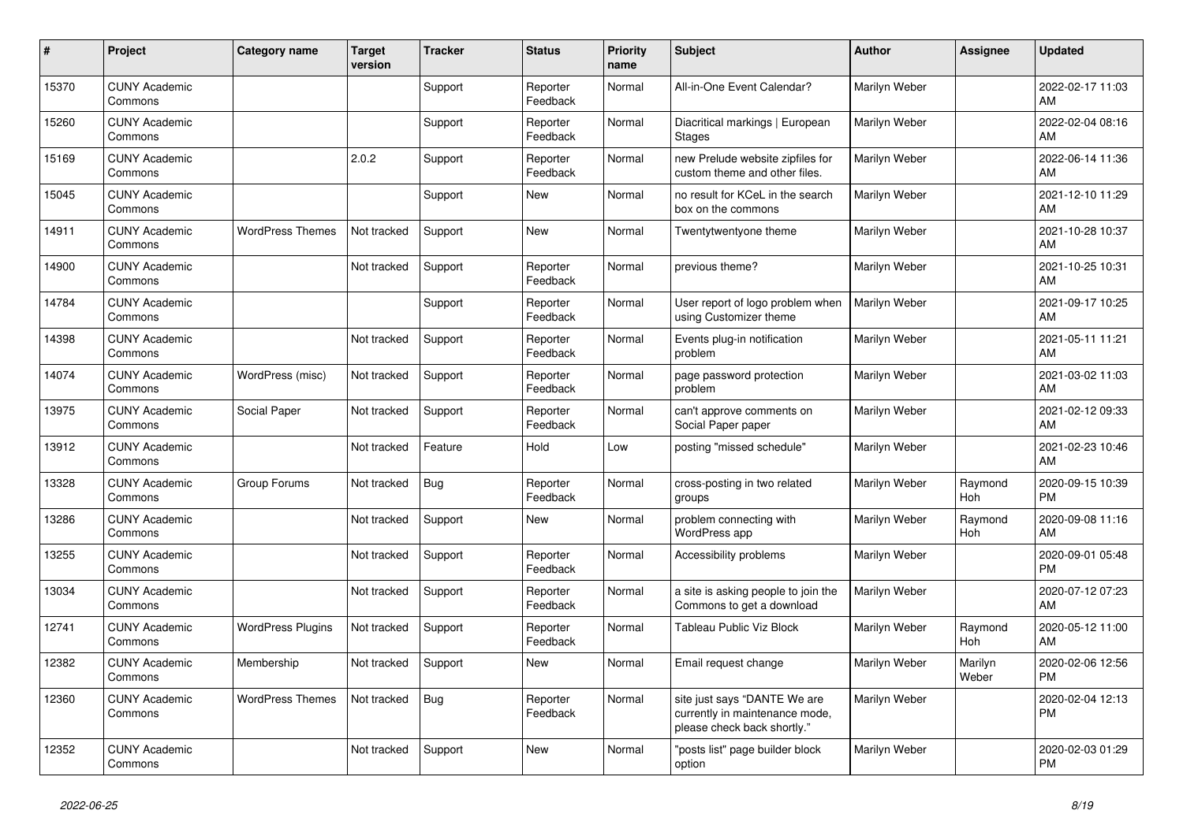| # | Project | Category name | Target version | Tracker | Status | Priority name | Subject | Author | Assignee | Updated |
|---|---|---|---|---|---|---|---|---|---|---|
| 15370 | CUNY Academic Commons | | | Support | Reporter Feedback | Normal | All-in-One Event Calendar? | Marilyn Weber | | 2022-02-17 11:03 AM |
| 15260 | CUNY Academic Commons | | | Support | Reporter Feedback | Normal | Diacritical markings \| European Stages | Marilyn Weber | | 2022-02-04 08:16 AM |
| 15169 | CUNY Academic Commons | | 2.0.2 | Support | Reporter Feedback | Normal | new Prelude website zipfiles for custom theme and other files. | Marilyn Weber | | 2022-06-14 11:36 AM |
| 15045 | CUNY Academic Commons | | | Support | New | Normal | no result for KCeL in the search box on the commons | Marilyn Weber | | 2021-12-10 11:29 AM |
| 14911 | CUNY Academic Commons | WordPress Themes | Not tracked | Support | New | Normal | Twentytwentyone theme | Marilyn Weber | | 2021-10-28 10:37 AM |
| 14900 | CUNY Academic Commons | | Not tracked | Support | Reporter Feedback | Normal | previous theme? | Marilyn Weber | | 2021-10-25 10:31 AM |
| 14784 | CUNY Academic Commons | | | Support | Reporter Feedback | Normal | User report of logo problem when using Customizer theme | Marilyn Weber | | 2021-09-17 10:25 AM |
| 14398 | CUNY Academic Commons | | Not tracked | Support | Reporter Feedback | Normal | Events plug-in notification problem | Marilyn Weber | | 2021-05-11 11:21 AM |
| 14074 | CUNY Academic Commons | WordPress (misc) | Not tracked | Support | Reporter Feedback | Normal | page password protection problem | Marilyn Weber | | 2021-03-02 11:03 AM |
| 13975 | CUNY Academic Commons | Social Paper | Not tracked | Support | Reporter Feedback | Normal | can't approve comments on Social Paper paper | Marilyn Weber | | 2021-02-12 09:33 AM |
| 13912 | CUNY Academic Commons | | Not tracked | Feature | Hold | Low | posting "missed schedule" | Marilyn Weber | | 2021-02-23 10:46 AM |
| 13328 | CUNY Academic Commons | Group Forums | Not tracked | Bug | Reporter Feedback | Normal | cross-posting in two related groups | Marilyn Weber | Raymond Hoh | 2020-09-15 10:39 PM |
| 13286 | CUNY Academic Commons | | Not tracked | Support | New | Normal | problem connecting with WordPress app | Marilyn Weber | Raymond Hoh | 2020-09-08 11:16 AM |
| 13255 | CUNY Academic Commons | | Not tracked | Support | Reporter Feedback | Normal | Accessibility problems | Marilyn Weber | | 2020-09-01 05:48 PM |
| 13034 | CUNY Academic Commons | | Not tracked | Support | Reporter Feedback | Normal | a site is asking people to join the Commons to get a download | Marilyn Weber | | 2020-07-12 07:23 AM |
| 12741 | CUNY Academic Commons | WordPress Plugins | Not tracked | Support | Reporter Feedback | Normal | Tableau Public Viz Block | Marilyn Weber | Raymond Hoh | 2020-05-12 11:00 AM |
| 12382 | CUNY Academic Commons | Membership | Not tracked | Support | New | Normal | Email request change | Marilyn Weber | Marilyn Weber | 2020-02-06 12:56 PM |
| 12360 | CUNY Academic Commons | WordPress Themes | Not tracked | Bug | Reporter Feedback | Normal | site just says "DANTE We are currently in maintenance mode, please check back shortly." | Marilyn Weber | | 2020-02-04 12:13 PM |
| 12352 | CUNY Academic Commons | | Not tracked | Support | New | Normal | "posts list" page builder block option | Marilyn Weber | | 2020-02-03 01:29 PM |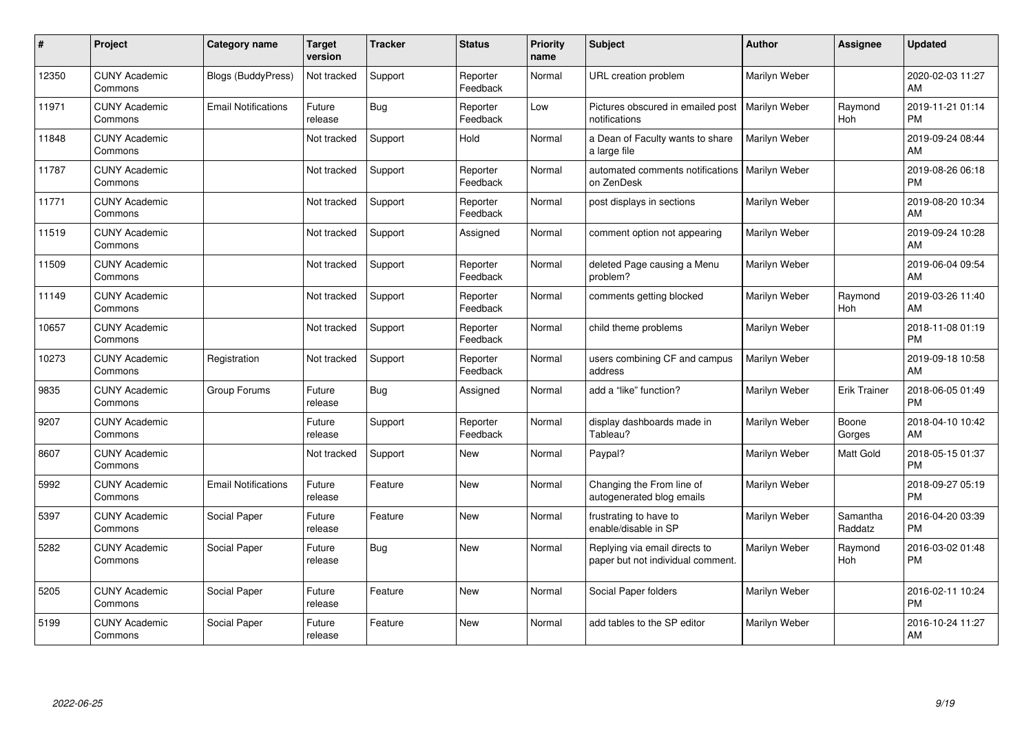| # | Project | Category name | Target version | Tracker | Status | Priority name | Subject | Author | Assignee | Updated |
|---|---|---|---|---|---|---|---|---|---|---|
| 12350 | CUNY Academic Commons | Blogs (BuddyPress) | Not tracked | Support | Reporter Feedback | Normal | URL creation problem | Marilyn Weber | | 2020-02-03 11:27 AM |
| 11971 | CUNY Academic Commons | Email Notifications | Future release | Bug | Reporter Feedback | Low | Pictures obscured in emailed post notifications | Marilyn Weber | Raymond Hoh | 2019-11-21 01:14 PM |
| 11848 | CUNY Academic Commons | | Not tracked | Support | Hold | Normal | a Dean of Faculty wants to share a large file | Marilyn Weber | | 2019-09-24 08:44 AM |
| 11787 | CUNY Academic Commons | | Not tracked | Support | Reporter Feedback | Normal | automated comments notifications on ZenDesk | Marilyn Weber | | 2019-08-26 06:18 PM |
| 11771 | CUNY Academic Commons | | Not tracked | Support | Reporter Feedback | Normal | post displays in sections | Marilyn Weber | | 2019-08-20 10:34 AM |
| 11519 | CUNY Academic Commons | | Not tracked | Support | Assigned | Normal | comment option not appearing | Marilyn Weber | | 2019-09-24 10:28 AM |
| 11509 | CUNY Academic Commons | | Not tracked | Support | Reporter Feedback | Normal | deleted Page causing a Menu problem? | Marilyn Weber | | 2019-06-04 09:54 AM |
| 11149 | CUNY Academic Commons | | Not tracked | Support | Reporter Feedback | Normal | comments getting blocked | Marilyn Weber | Raymond Hoh | 2019-03-26 11:40 AM |
| 10657 | CUNY Academic Commons | | Not tracked | Support | Reporter Feedback | Normal | child theme problems | Marilyn Weber | | 2018-11-08 01:19 PM |
| 10273 | CUNY Academic Commons | Registration | Not tracked | Support | Reporter Feedback | Normal | users combining CF and campus address | Marilyn Weber | | 2019-09-18 10:58 AM |
| 9835 | CUNY Academic Commons | Group Forums | Future release | Bug | Assigned | Normal | add a "like" function? | Marilyn Weber | Erik Trainer | 2018-06-05 01:49 PM |
| 9207 | CUNY Academic Commons | | Future release | Support | Reporter Feedback | Normal | display dashboards made in Tableau? | Marilyn Weber | Boone Gorges | 2018-04-10 10:42 AM |
| 8607 | CUNY Academic Commons | | Not tracked | Support | New | Normal | Paypal? | Marilyn Weber | Matt Gold | 2018-05-15 01:37 PM |
| 5992 | CUNY Academic Commons | Email Notifications | Future release | Feature | New | Normal | Changing the From line of autogenerated blog emails | Marilyn Weber | | 2018-09-27 05:19 PM |
| 5397 | CUNY Academic Commons | Social Paper | Future release | Feature | New | Normal | frustrating to have to enable/disable in SP | Marilyn Weber | Samantha Raddatz | 2016-04-20 03:39 PM |
| 5282 | CUNY Academic Commons | Social Paper | Future release | Bug | New | Normal | Replying via email directs to paper but not individual comment. | Marilyn Weber | Raymond Hoh | 2016-03-02 01:48 PM |
| 5205 | CUNY Academic Commons | Social Paper | Future release | Feature | New | Normal | Social Paper folders | Marilyn Weber | | 2016-02-11 10:24 PM |
| 5199 | CUNY Academic Commons | Social Paper | Future release | Feature | New | Normal | add tables to the SP editor | Marilyn Weber | | 2016-10-24 11:27 AM |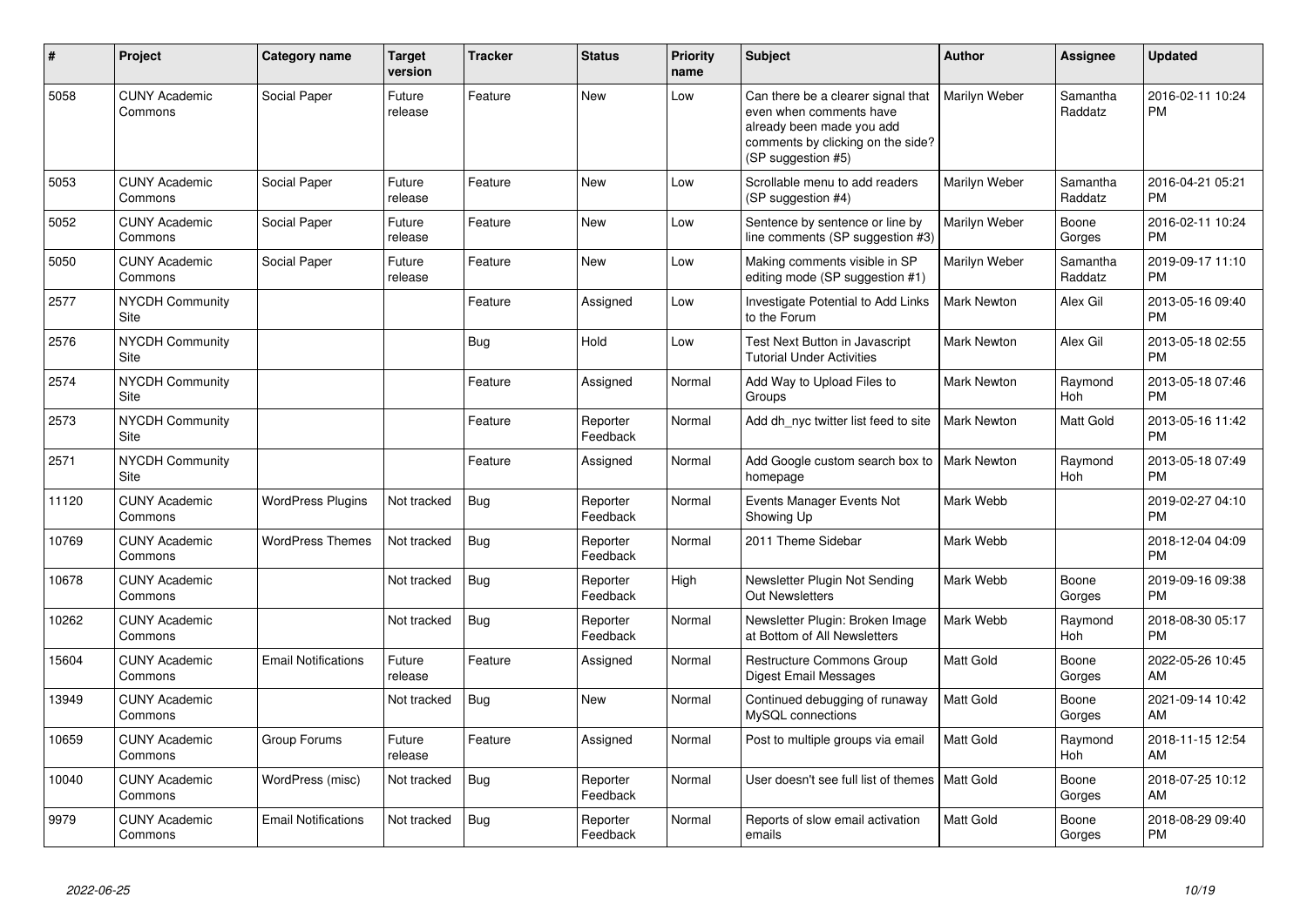| # | Project | Category name | Target version | Tracker | Status | Priority name | Subject | Author | Assignee | Updated |
|---|---|---|---|---|---|---|---|---|---|---|
| 5058 | CUNY Academic Commons | Social Paper | Future release | Feature | New | Low | Can there be a clearer signal that even when comments have already been made you add comments by clicking on the side? (SP suggestion #5) | Marilyn Weber | Samantha Raddatz | 2016-02-11 10:24 PM |
| 5053 | CUNY Academic Commons | Social Paper | Future release | Feature | New | Low | Scrollable menu to add readers (SP suggestion #4) | Marilyn Weber | Samantha Raddatz | 2016-04-21 05:21 PM |
| 5052 | CUNY Academic Commons | Social Paper | Future release | Feature | New | Low | Sentence by sentence or line by line comments (SP suggestion #3) | Marilyn Weber | Boone Gorges | 2016-02-11 10:24 PM |
| 5050 | CUNY Academic Commons | Social Paper | Future release | Feature | New | Low | Making comments visible in SP editing mode (SP suggestion #1) | Marilyn Weber | Samantha Raddatz | 2019-09-17 11:10 PM |
| 2577 | NYCDH Community Site | | | Feature | Assigned | Low | Investigate Potential to Add Links to the Forum | Mark Newton | Alex Gil | 2013-05-16 09:40 PM |
| 2576 | NYCDH Community Site | | | Bug | Hold | Low | Test Next Button in Javascript Tutorial Under Activities | Mark Newton | Alex Gil | 2013-05-18 02:55 PM |
| 2574 | NYCDH Community Site | | | Feature | Assigned | Normal | Add Way to Upload Files to Groups | Mark Newton | Raymond Hoh | 2013-05-18 07:46 PM |
| 2573 | NYCDH Community Site | | | Feature | Reporter Feedback | Normal | Add dh_nyc twitter list feed to site | Mark Newton | Matt Gold | 2013-05-16 11:42 PM |
| 2571 | NYCDH Community Site | | | Feature | Assigned | Normal | Add Google custom search box to homepage | Mark Newton | Raymond Hoh | 2013-05-18 07:49 PM |
| 11120 | CUNY Academic Commons | WordPress Plugins | Not tracked | Bug | Reporter Feedback | Normal | Events Manager Events Not Showing Up | Mark Webb | | 2019-02-27 04:10 PM |
| 10769 | CUNY Academic Commons | WordPress Themes | Not tracked | Bug | Reporter Feedback | Normal | 2011 Theme Sidebar | Mark Webb | | 2018-12-04 04:09 PM |
| 10678 | CUNY Academic Commons | | Not tracked | Bug | Reporter Feedback | High | Newsletter Plugin Not Sending Out Newsletters | Mark Webb | Boone Gorges | 2019-09-16 09:38 PM |
| 10262 | CUNY Academic Commons | | Not tracked | Bug | Reporter Feedback | Normal | Newsletter Plugin: Broken Image at Bottom of All Newsletters | Mark Webb | Raymond Hoh | 2018-08-30 05:17 PM |
| 15604 | CUNY Academic Commons | Email Notifications | Future release | Feature | Assigned | Normal | Restructure Commons Group Digest Email Messages | Matt Gold | Boone Gorges | 2022-05-26 10:45 AM |
| 13949 | CUNY Academic Commons | | Not tracked | Bug | New | Normal | Continued debugging of runaway MySQL connections | Matt Gold | Boone Gorges | 2021-09-14 10:42 AM |
| 10659 | CUNY Academic Commons | Group Forums | Future release | Feature | Assigned | Normal | Post to multiple groups via email | Matt Gold | Raymond Hoh | 2018-11-15 12:54 AM |
| 10040 | CUNY Academic Commons | WordPress (misc) | Not tracked | Bug | Reporter Feedback | Normal | User doesn't see full list of themes | Matt Gold | Boone Gorges | 2018-07-25 10:12 AM |
| 9979 | CUNY Academic Commons | Email Notifications | Not tracked | Bug | Reporter Feedback | Normal | Reports of slow email activation emails | Matt Gold | Boone Gorges | 2018-08-29 09:40 PM |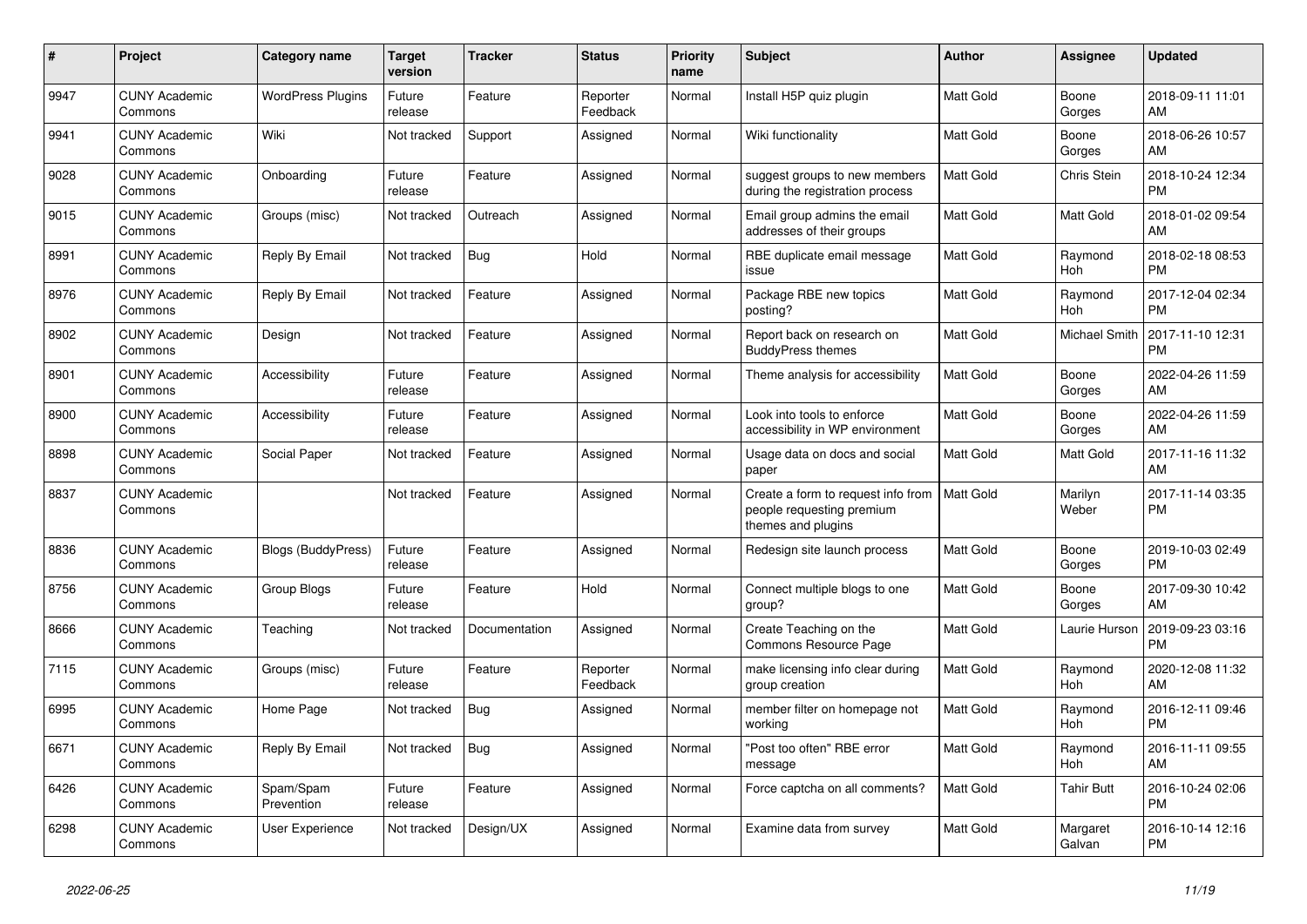| # | Project | Category name | Target version | Tracker | Status | Priority name | Subject | Author | Assignee | Updated |
|---|---|---|---|---|---|---|---|---|---|---|
| 9947 | CUNY Academic Commons | WordPress Plugins | Future release | Feature | Reporter Feedback | Normal | Install H5P quiz plugin | Matt Gold | Boone Gorges | 2018-09-11 11:01 AM |
| 9941 | CUNY Academic Commons | Wiki | Not tracked | Support | Assigned | Normal | Wiki functionality | Matt Gold | Boone Gorges | 2018-06-26 10:57 AM |
| 9028 | CUNY Academic Commons | Onboarding | Future release | Feature | Assigned | Normal | suggest groups to new members during the registration process | Matt Gold | Chris Stein | 2018-10-24 12:34 PM |
| 9015 | CUNY Academic Commons | Groups (misc) | Not tracked | Outreach | Assigned | Normal | Email group admins the email addresses of their groups | Matt Gold | Matt Gold | 2018-01-02 09:54 AM |
| 8991 | CUNY Academic Commons | Reply By Email | Not tracked | Bug | Hold | Normal | RBE duplicate email message issue | Matt Gold | Raymond Hoh | 2018-02-18 08:53 PM |
| 8976 | CUNY Academic Commons | Reply By Email | Not tracked | Feature | Assigned | Normal | Package RBE new topics posting? | Matt Gold | Raymond Hoh | 2017-12-04 02:34 PM |
| 8902 | CUNY Academic Commons | Design | Not tracked | Feature | Assigned | Normal | Report back on research on BuddyPress themes | Matt Gold | Michael Smith | 2017-11-10 12:31 PM |
| 8901 | CUNY Academic Commons | Accessibility | Future release | Feature | Assigned | Normal | Theme analysis for accessibility | Matt Gold | Boone Gorges | 2022-04-26 11:59 AM |
| 8900 | CUNY Academic Commons | Accessibility | Future release | Feature | Assigned | Normal | Look into tools to enforce accessibility in WP environment | Matt Gold | Boone Gorges | 2022-04-26 11:59 AM |
| 8898 | CUNY Academic Commons | Social Paper | Not tracked | Feature | Assigned | Normal | Usage data on docs and social paper | Matt Gold | Matt Gold | 2017-11-16 11:32 AM |
| 8837 | CUNY Academic Commons | | Not tracked | Feature | Assigned | Normal | Create a form to request info from people requesting premium themes and plugins | Matt Gold | Marilyn Weber | 2017-11-14 03:35 PM |
| 8836 | CUNY Academic Commons | Blogs (BuddyPress) | Future release | Feature | Assigned | Normal | Redesign site launch process | Matt Gold | Boone Gorges | 2019-10-03 02:49 PM |
| 8756 | CUNY Academic Commons | Group Blogs | Future release | Feature | Hold | Normal | Connect multiple blogs to one group? | Matt Gold | Boone Gorges | 2017-09-30 10:42 AM |
| 8666 | CUNY Academic Commons | Teaching | Not tracked | Documentation | Assigned | Normal | Create Teaching on the Commons Resource Page | Matt Gold | Laurie Hurson | 2019-09-23 03:16 PM |
| 7115 | CUNY Academic Commons | Groups (misc) | Future release | Feature | Reporter Feedback | Normal | make licensing info clear during group creation | Matt Gold | Raymond Hoh | 2020-12-08 11:32 AM |
| 6995 | CUNY Academic Commons | Home Page | Not tracked | Bug | Assigned | Normal | member filter on homepage not working | Matt Gold | Raymond Hoh | 2016-12-11 09:46 PM |
| 6671 | CUNY Academic Commons | Reply By Email | Not tracked | Bug | Assigned | Normal | "Post too often" RBE error message | Matt Gold | Raymond Hoh | 2016-11-11 09:55 AM |
| 6426 | CUNY Academic Commons | Spam/Spam Prevention | Future release | Feature | Assigned | Normal | Force captcha on all comments? | Matt Gold | Tahir Butt | 2016-10-24 02:06 PM |
| 6298 | CUNY Academic Commons | User Experience | Not tracked | Design/UX | Assigned | Normal | Examine data from survey | Matt Gold | Margaret Galvan | 2016-10-14 12:16 PM |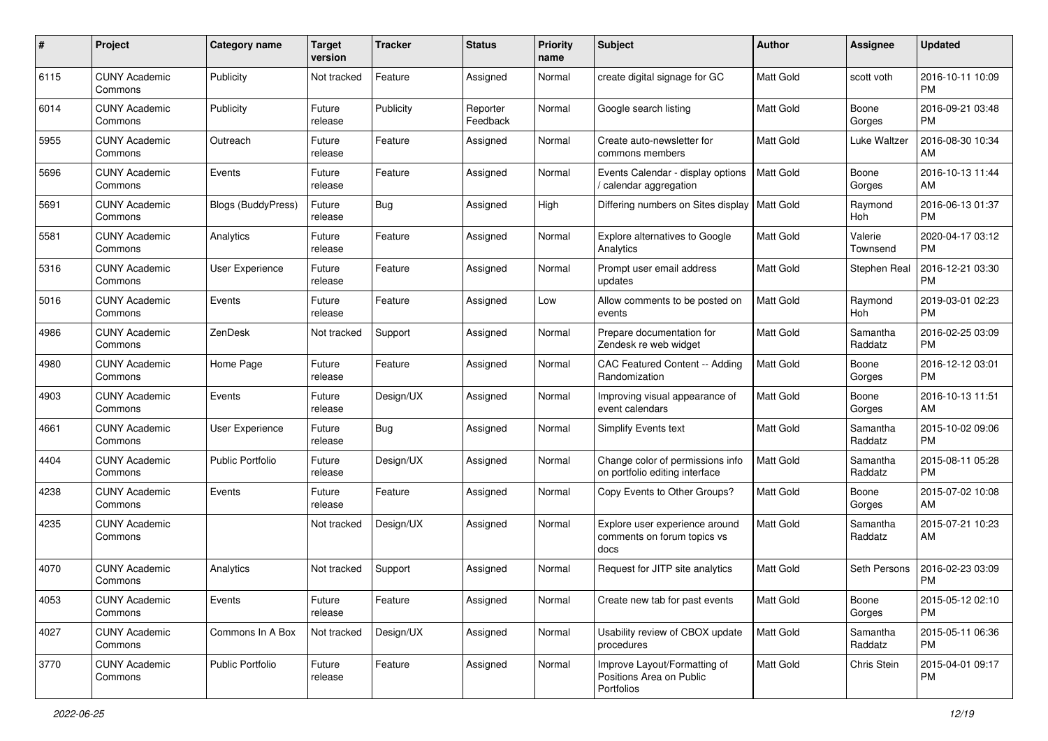| # | Project | Category name | Target version | Tracker | Status | Priority name | Subject | Author | Assignee | Updated |
|---|---|---|---|---|---|---|---|---|---|---|
| 6115 | CUNY Academic Commons | Publicity | Not tracked | Feature | Assigned | Normal | create digital signage for GC | Matt Gold | scott voth | 2016-10-11 10:09 PM |
| 6014 | CUNY Academic Commons | Publicity | Future release | Publicity | Reporter Feedback | Normal | Google search listing | Matt Gold | Boone Gorges | 2016-09-21 03:48 PM |
| 5955 | CUNY Academic Commons | Outreach | Future release | Feature | Assigned | Normal | Create auto-newsletter for commons members | Matt Gold | Luke Waltzer | 2016-08-30 10:34 AM |
| 5696 | CUNY Academic Commons | Events | Future release | Feature | Assigned | Normal | Events Calendar - display options / calendar aggregation | Matt Gold | Boone Gorges | 2016-10-13 11:44 AM |
| 5691 | CUNY Academic Commons | Blogs (BuddyPress) | Future release | Bug | Assigned | High | Differing numbers on Sites display | Matt Gold | Raymond Hoh | 2016-06-13 01:37 PM |
| 5581 | CUNY Academic Commons | Analytics | Future release | Feature | Assigned | Normal | Explore alternatives to Google Analytics | Matt Gold | Valerie Townsend | 2020-04-17 03:12 PM |
| 5316 | CUNY Academic Commons | User Experience | Future release | Feature | Assigned | Normal | Prompt user email address updates | Matt Gold | Stephen Real | 2016-12-21 03:30 PM |
| 5016 | CUNY Academic Commons | Events | Future release | Feature | Assigned | Low | Allow comments to be posted on events | Matt Gold | Raymond Hoh | 2019-03-01 02:23 PM |
| 4986 | CUNY Academic Commons | ZenDesk | Not tracked | Support | Assigned | Normal | Prepare documentation for Zendesk re web widget | Matt Gold | Samantha Raddatz | 2016-02-25 03:09 PM |
| 4980 | CUNY Academic Commons | Home Page | Future release | Feature | Assigned | Normal | CAC Featured Content -- Adding Randomization | Matt Gold | Boone Gorges | 2016-12-12 03:01 PM |
| 4903 | CUNY Academic Commons | Events | Future release | Design/UX | Assigned | Normal | Improving visual appearance of event calendars | Matt Gold | Boone Gorges | 2016-10-13 11:51 AM |
| 4661 | CUNY Academic Commons | User Experience | Future release | Bug | Assigned | Normal | Simplify Events text | Matt Gold | Samantha Raddatz | 2015-10-02 09:06 PM |
| 4404 | CUNY Academic Commons | Public Portfolio | Future release | Design/UX | Assigned | Normal | Change color of permissions info on portfolio editing interface | Matt Gold | Samantha Raddatz | 2015-08-11 05:28 PM |
| 4238 | CUNY Academic Commons | Events | Future release | Feature | Assigned | Normal | Copy Events to Other Groups? | Matt Gold | Boone Gorges | 2015-07-02 10:08 AM |
| 4235 | CUNY Academic Commons | | Not tracked | Design/UX | Assigned | Normal | Explore user experience around comments on forum topics vs docs | Matt Gold | Samantha Raddatz | 2015-07-21 10:23 AM |
| 4070 | CUNY Academic Commons | Analytics | Not tracked | Support | Assigned | Normal | Request for JITP site analytics | Matt Gold | Seth Persons | 2016-02-23 03:09 PM |
| 4053 | CUNY Academic Commons | Events | Future release | Feature | Assigned | Normal | Create new tab for past events | Matt Gold | Boone Gorges | 2015-05-12 02:10 PM |
| 4027 | CUNY Academic Commons | Commons In A Box | Not tracked | Design/UX | Assigned | Normal | Usability review of CBOX update procedures | Matt Gold | Samantha Raddatz | 2015-05-11 06:36 PM |
| 3770 | CUNY Academic Commons | Public Portfolio | Future release | Feature | Assigned | Normal | Improve Layout/Formatting of Positions Area on Public Portfolios | Matt Gold | Chris Stein | 2015-04-01 09:17 PM |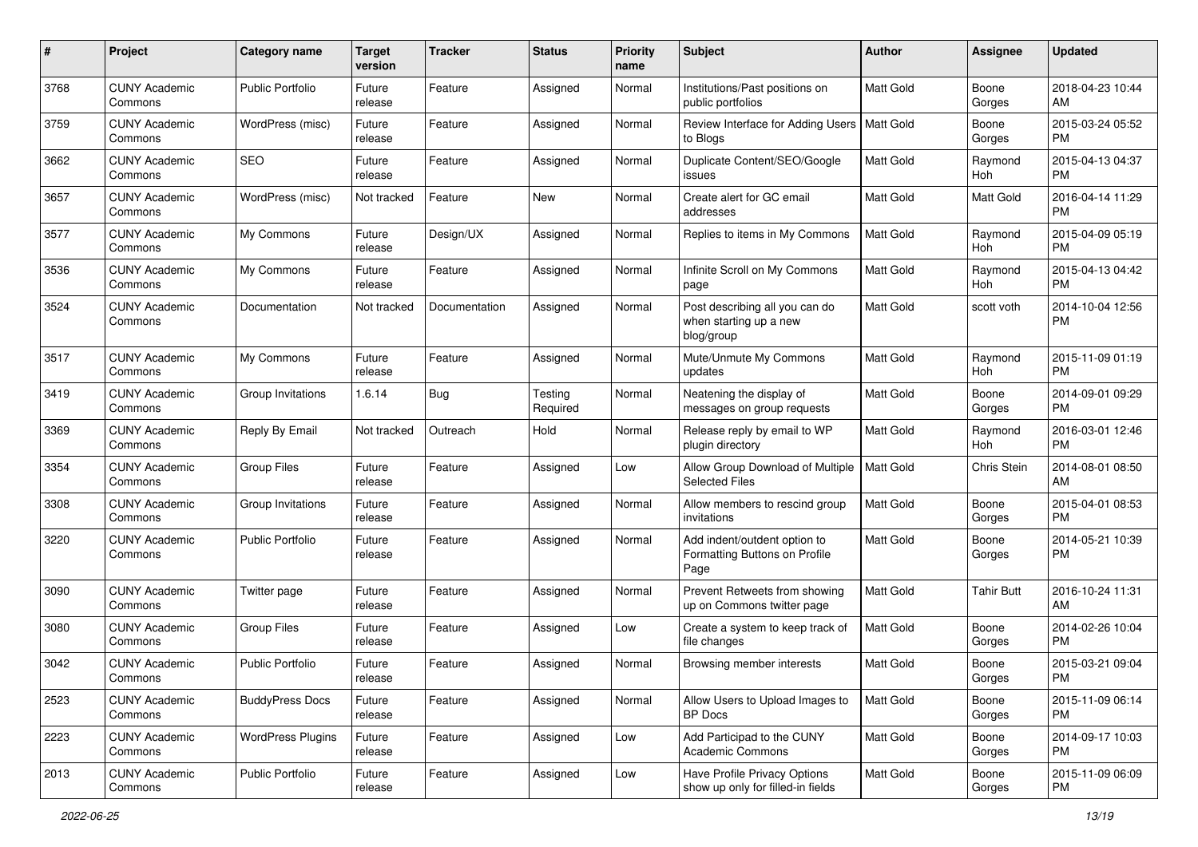| # | Project | Category name | Target version | Tracker | Status | Priority name | Subject | Author | Assignee | Updated |
|---|---|---|---|---|---|---|---|---|---|---|
| 3768 | CUNY Academic Commons | Public Portfolio | Future release | Feature | Assigned | Normal | Institutions/Past positions on public portfolios | Matt Gold | Boone Gorges | 2018-04-23 10:44 AM |
| 3759 | CUNY Academic Commons | WordPress (misc) | Future release | Feature | Assigned | Normal | Review Interface for Adding Users to Blogs | Matt Gold | Boone Gorges | 2015-03-24 05:52 PM |
| 3662 | CUNY Academic Commons | SEO | Future release | Feature | Assigned | Normal | Duplicate Content/SEO/Google issues | Matt Gold | Raymond Hoh | 2015-04-13 04:37 PM |
| 3657 | CUNY Academic Commons | WordPress (misc) | Not tracked | Feature | New | Normal | Create alert for GC email addresses | Matt Gold | Matt Gold | 2016-04-14 11:29 PM |
| 3577 | CUNY Academic Commons | My Commons | Future release | Design/UX | Assigned | Normal | Replies to items in My Commons | Matt Gold | Raymond Hoh | 2015-04-09 05:19 PM |
| 3536 | CUNY Academic Commons | My Commons | Future release | Feature | Assigned | Normal | Infinite Scroll on My Commons page | Matt Gold | Raymond Hoh | 2015-04-13 04:42 PM |
| 3524 | CUNY Academic Commons | Documentation | Not tracked | Documentation | Assigned | Normal | Post describing all you can do when starting up a new blog/group | Matt Gold | scott voth | 2014-10-04 12:56 PM |
| 3517 | CUNY Academic Commons | My Commons | Future release | Feature | Assigned | Normal | Mute/Unmute My Commons updates | Matt Gold | Raymond Hoh | 2015-11-09 01:19 PM |
| 3419 | CUNY Academic Commons | Group Invitations | 1.6.14 | Bug | Testing Required | Normal | Neatening the display of messages on group requests | Matt Gold | Boone Gorges | 2014-09-01 09:29 PM |
| 3369 | CUNY Academic Commons | Reply By Email | Not tracked | Outreach | Hold | Normal | Release reply by email to WP plugin directory | Matt Gold | Raymond Hoh | 2016-03-01 12:46 PM |
| 3354 | CUNY Academic Commons | Group Files | Future release | Feature | Assigned | Low | Allow Group Download of Multiple Selected Files | Matt Gold | Chris Stein | 2014-08-01 08:50 AM |
| 3308 | CUNY Academic Commons | Group Invitations | Future release | Feature | Assigned | Normal | Allow members to rescind group invitations | Matt Gold | Boone Gorges | 2015-04-01 08:53 PM |
| 3220 | CUNY Academic Commons | Public Portfolio | Future release | Feature | Assigned | Normal | Add indent/outdent option to Formatting Buttons on Profile Page | Matt Gold | Boone Gorges | 2014-05-21 10:39 PM |
| 3090 | CUNY Academic Commons | Twitter page | Future release | Feature | Assigned | Normal | Prevent Retweets from showing up on Commons twitter page | Matt Gold | Tahir Butt | 2016-10-24 11:31 AM |
| 3080 | CUNY Academic Commons | Group Files | Future release | Feature | Assigned | Low | Create a system to keep track of file changes | Matt Gold | Boone Gorges | 2014-02-26 10:04 PM |
| 3042 | CUNY Academic Commons | Public Portfolio | Future release | Feature | Assigned | Normal | Browsing member interests | Matt Gold | Boone Gorges | 2015-03-21 09:04 PM |
| 2523 | CUNY Academic Commons | BuddyPress Docs | Future release | Feature | Assigned | Normal | Allow Users to Upload Images to BP Docs | Matt Gold | Boone Gorges | 2015-11-09 06:14 PM |
| 2223 | CUNY Academic Commons | WordPress Plugins | Future release | Feature | Assigned | Low | Add Participad to the CUNY Academic Commons | Matt Gold | Boone Gorges | 2014-09-17 10:03 PM |
| 2013 | CUNY Academic Commons | Public Portfolio | Future release | Feature | Assigned | Low | Have Profile Privacy Options show up only for filled-in fields | Matt Gold | Boone Gorges | 2015-11-09 06:09 PM |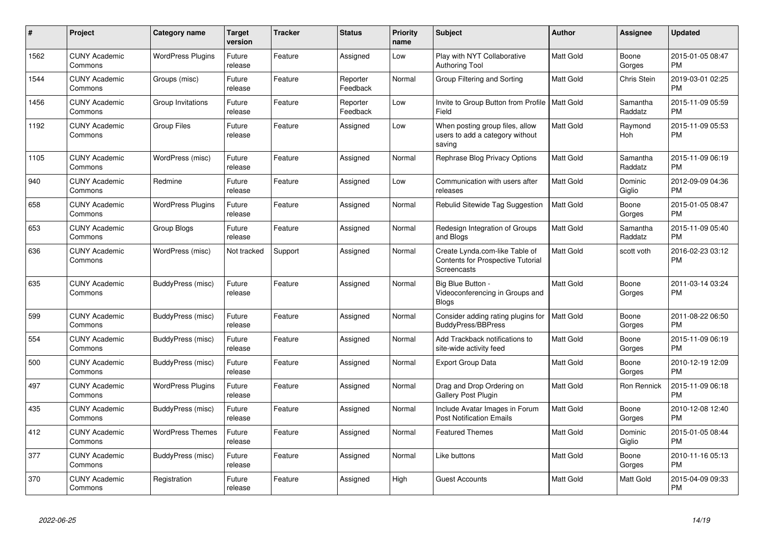| # | Project | Category name | Target version | Tracker | Status | Priority name | Subject | Author | Assignee | Updated |
|---|---|---|---|---|---|---|---|---|---|---|
| 1562 | CUNY Academic Commons | WordPress Plugins | Future release | Feature | Assigned | Low | Play with NYT Collaborative Authoring Tool | Matt Gold | Boone Gorges | 2015-01-05 08:47 PM |
| 1544 | CUNY Academic Commons | Groups (misc) | Future release | Feature | Reporter Feedback | Normal | Group Filtering and Sorting | Matt Gold | Chris Stein | 2019-03-01 02:25 PM |
| 1456 | CUNY Academic Commons | Group Invitations | Future release | Feature | Reporter Feedback | Low | Invite to Group Button from Profile Field | Matt Gold | Samantha Raddatz | 2015-11-09 05:59 PM |
| 1192 | CUNY Academic Commons | Group Files | Future release | Feature | Assigned | Low | When posting group files, allow users to add a category without saving | Matt Gold | Raymond Hoh | 2015-11-09 05:53 PM |
| 1105 | CUNY Academic Commons | WordPress (misc) | Future release | Feature | Assigned | Normal | Rephrase Blog Privacy Options | Matt Gold | Samantha Raddatz | 2015-11-09 06:19 PM |
| 940 | CUNY Academic Commons | Redmine | Future release | Feature | Assigned | Low | Communication with users after releases | Matt Gold | Dominic Giglio | 2012-09-09 04:36 PM |
| 658 | CUNY Academic Commons | WordPress Plugins | Future release | Feature | Assigned | Normal | Rebulid Sitewide Tag Suggestion | Matt Gold | Boone Gorges | 2015-01-05 08:47 PM |
| 653 | CUNY Academic Commons | Group Blogs | Future release | Feature | Assigned | Normal | Redesign Integration of Groups and Blogs | Matt Gold | Samantha Raddatz | 2015-11-09 05:40 PM |
| 636 | CUNY Academic Commons | WordPress (misc) | Not tracked | Support | Assigned | Normal | Create Lynda.com-like Table of Contents for Prospective Tutorial Screencasts | Matt Gold | scott voth | 2016-02-23 03:12 PM |
| 635 | CUNY Academic Commons | BuddyPress (misc) | Future release | Feature | Assigned | Normal | Big Blue Button - Videoconferencing in Groups and Blogs | Matt Gold | Boone Gorges | 2011-03-14 03:24 PM |
| 599 | CUNY Academic Commons | BuddyPress (misc) | Future release | Feature | Assigned | Normal | Consider adding rating plugins for BuddyPress/BBPress | Matt Gold | Boone Gorges | 2011-08-22 06:50 PM |
| 554 | CUNY Academic Commons | BuddyPress (misc) | Future release | Feature | Assigned | Normal | Add Trackback notifications to site-wide activity feed | Matt Gold | Boone Gorges | 2015-11-09 06:19 PM |
| 500 | CUNY Academic Commons | BuddyPress (misc) | Future release | Feature | Assigned | Normal | Export Group Data | Matt Gold | Boone Gorges | 2010-12-19 12:09 PM |
| 497 | CUNY Academic Commons | WordPress Plugins | Future release | Feature | Assigned | Normal | Drag and Drop Ordering on Gallery Post Plugin | Matt Gold | Ron Rennick | 2015-11-09 06:18 PM |
| 435 | CUNY Academic Commons | BuddyPress (misc) | Future release | Feature | Assigned | Normal | Include Avatar Images in Forum Post Notification Emails | Matt Gold | Boone Gorges | 2010-12-08 12:40 PM |
| 412 | CUNY Academic Commons | WordPress Themes | Future release | Feature | Assigned | Normal | Featured Themes | Matt Gold | Dominic Giglio | 2015-01-05 08:44 PM |
| 377 | CUNY Academic Commons | BuddyPress (misc) | Future release | Feature | Assigned | Normal | Like buttons | Matt Gold | Boone Gorges | 2010-11-16 05:13 PM |
| 370 | CUNY Academic Commons | Registration | Future release | Feature | Assigned | High | Guest Accounts | Matt Gold | Matt Gold | 2015-04-09 09:33 PM |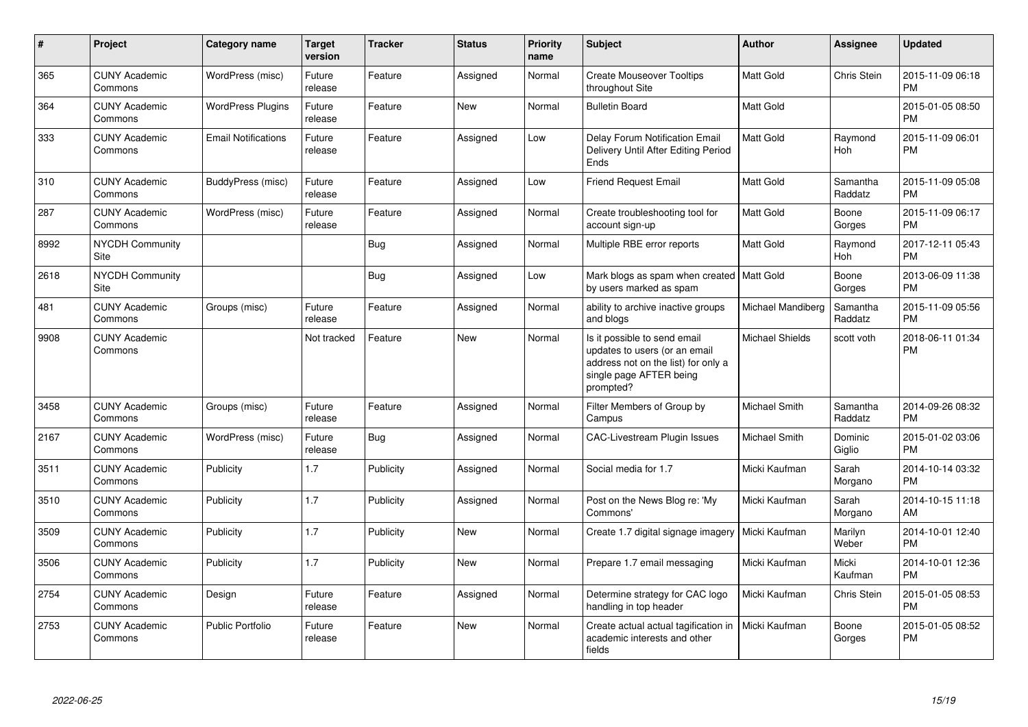| # | Project | Category name | Target version | Tracker | Status | Priority name | Subject | Author | Assignee | Updated |
|---|---|---|---|---|---|---|---|---|---|---|
| 365 | CUNY Academic Commons | WordPress (misc) | Future release | Feature | Assigned | Normal | Create Mouseover Tooltips throughout Site | Matt Gold | Chris Stein | 2015-11-09 06:18 PM |
| 364 | CUNY Academic Commons | WordPress Plugins | Future release | Feature | New | Normal | Bulletin Board | Matt Gold | | 2015-01-05 08:50 PM |
| 333 | CUNY Academic Commons | Email Notifications | Future release | Feature | Assigned | Low | Delay Forum Notification Email Delivery Until After Editing Period Ends | Matt Gold | Raymond Hoh | 2015-11-09 06:01 PM |
| 310 | CUNY Academic Commons | BuddyPress (misc) | Future release | Feature | Assigned | Low | Friend Request Email | Matt Gold | Samantha Raddatz | 2015-11-09 05:08 PM |
| 287 | CUNY Academic Commons | WordPress (misc) | Future release | Feature | Assigned | Normal | Create troubleshooting tool for account sign-up | Matt Gold | Boone Gorges | 2015-11-09 06:17 PM |
| 8992 | NYCDH Community Site | | | Bug | Assigned | Normal | Multiple RBE error reports | Matt Gold | Raymond Hoh | 2017-12-11 05:43 PM |
| 2618 | NYCDH Community Site | | | Bug | Assigned | Low | Mark blogs as spam when created by users marked as spam | Matt Gold | Boone Gorges | 2013-06-09 11:38 PM |
| 481 | CUNY Academic Commons | Groups (misc) | Future release | Feature | Assigned | Normal | ability to archive inactive groups and blogs | Michael Mandiberg | Samantha Raddatz | 2015-11-09 05:56 PM |
| 9908 | CUNY Academic Commons | | Not tracked | Feature | New | Normal | Is it possible to send email updates to users (or an email address not on the list) for only a single page AFTER being prompted? | Michael Shields | scott voth | 2018-06-11 01:34 PM |
| 3458 | CUNY Academic Commons | Groups (misc) | Future release | Feature | Assigned | Normal | Filter Members of Group by Campus | Michael Smith | Samantha Raddatz | 2014-09-26 08:32 PM |
| 2167 | CUNY Academic Commons | WordPress (misc) | Future release | Bug | Assigned | Normal | CAC-Livestream Plugin Issues | Michael Smith | Dominic Giglio | 2015-01-02 03:06 PM |
| 3511 | CUNY Academic Commons | Publicity | 1.7 | Publicity | Assigned | Normal | Social media for 1.7 | Micki Kaufman | Sarah Morgano | 2014-10-14 03:32 PM |
| 3510 | CUNY Academic Commons | Publicity | 1.7 | Publicity | Assigned | Normal | Post on the News Blog re: 'My Commons' | Micki Kaufman | Sarah Morgano | 2014-10-15 11:18 AM |
| 3509 | CUNY Academic Commons | Publicity | 1.7 | Publicity | New | Normal | Create 1.7 digital signage imagery | Micki Kaufman | Marilyn Weber | 2014-10-01 12:40 PM |
| 3506 | CUNY Academic Commons | Publicity | 1.7 | Publicity | New | Normal | Prepare 1.7 email messaging | Micki Kaufman | Micki Kaufman | 2014-10-01 12:36 PM |
| 2754 | CUNY Academic Commons | Design | Future release | Feature | Assigned | Normal | Determine strategy for CAC logo handling in top header | Micki Kaufman | Chris Stein | 2015-01-05 08:53 PM |
| 2753 | CUNY Academic Commons | Public Portfolio | Future release | Feature | New | Normal | Create actual actual tagification in academic interests and other fields | Micki Kaufman | Boone Gorges | 2015-01-05 08:52 PM |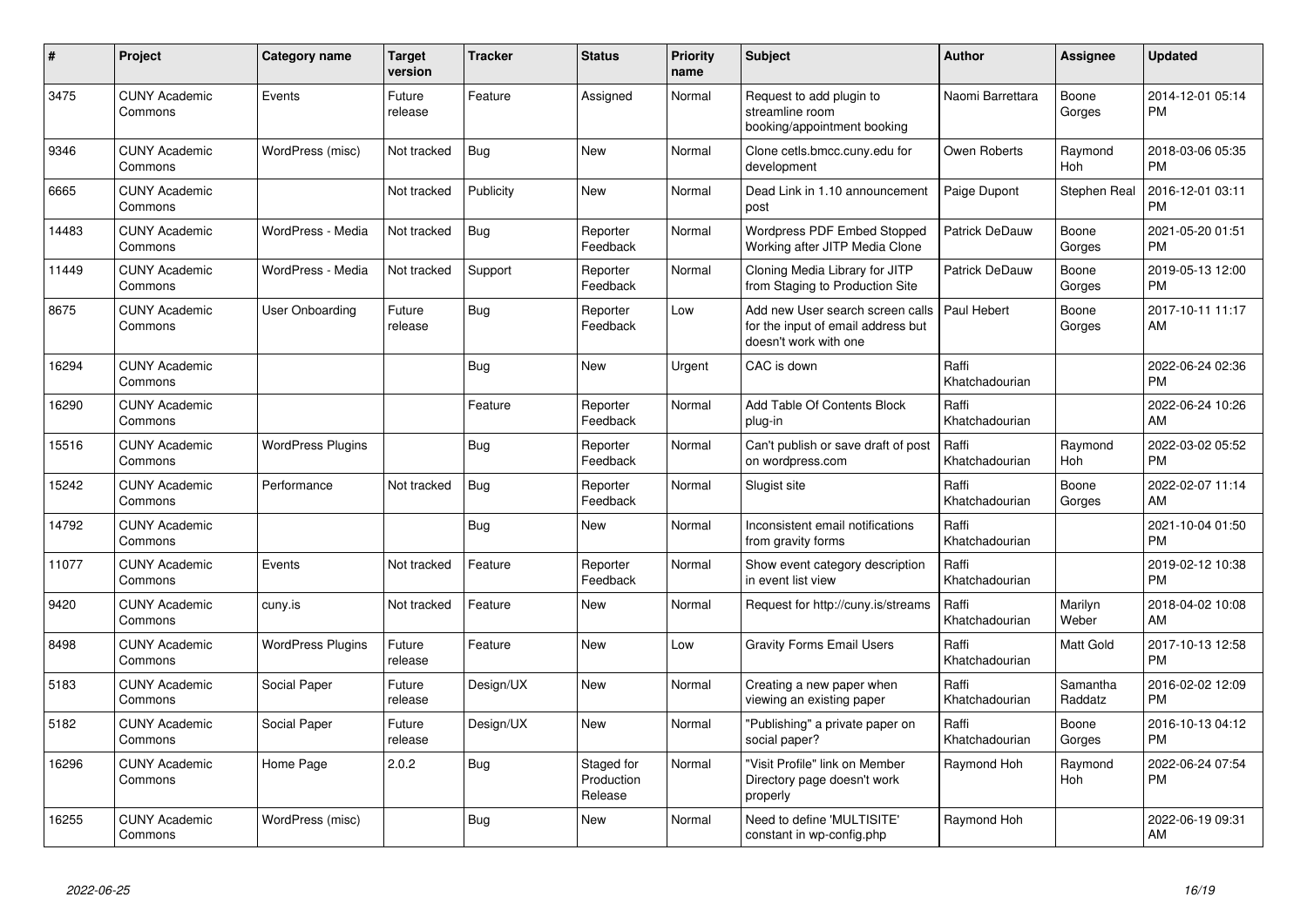| # | Project | Category name | Target version | Tracker | Status | Priority name | Subject | Author | Assignee | Updated |
|---|---|---|---|---|---|---|---|---|---|---|
| 3475 | CUNY Academic Commons | Events | Future release | Feature | Assigned | Normal | Request to add plugin to streamline room booking/appointment booking | Naomi Barrettara | Boone Gorges | 2014-12-01 05:14 PM |
| 9346 | CUNY Academic Commons | WordPress (misc) | Not tracked | Bug | New | Normal | Clone cetls.bmcc.cuny.edu for development | Owen Roberts | Raymond Hoh | 2018-03-06 05:35 PM |
| 6665 | CUNY Academic Commons | | Not tracked | Publicity | New | Normal | Dead Link in 1.10 announcement post | Paige Dupont | Stephen Real | 2016-12-01 03:11 PM |
| 14483 | CUNY Academic Commons | WordPress - Media | Not tracked | Bug | Reporter Feedback | Normal | Wordpress PDF Embed Stopped Working after JITP Media Clone | Patrick DeDauw | Boone Gorges | 2021-05-20 01:51 PM |
| 11449 | CUNY Academic Commons | WordPress - Media | Not tracked | Support | Reporter Feedback | Normal | Cloning Media Library for JITP from Staging to Production Site | Patrick DeDauw | Boone Gorges | 2019-05-13 12:00 PM |
| 8675 | CUNY Academic Commons | User Onboarding | Future release | Bug | Reporter Feedback | Low | Add new User search screen calls for the input of email address but doesn't work with one | Paul Hebert | Boone Gorges | 2017-10-11 11:17 AM |
| 16294 | CUNY Academic Commons | | | Bug | New | Urgent | CAC is down | Raffi Khatchadourian | | 2022-06-24 02:36 PM |
| 16290 | CUNY Academic Commons | | | Feature | Reporter Feedback | Normal | Add Table Of Contents Block plug-in | Raffi Khatchadourian | | 2022-06-24 10:26 AM |
| 15516 | CUNY Academic Commons | WordPress Plugins | | Bug | Reporter Feedback | Normal | Can't publish or save draft of post on wordpress.com | Raffi Khatchadourian | Raymond Hoh | 2022-03-02 05:52 PM |
| 15242 | CUNY Academic Commons | Performance | Not tracked | Bug | Reporter Feedback | Normal | Slugist site | Raffi Khatchadourian | Boone Gorges | 2022-02-07 11:14 AM |
| 14792 | CUNY Academic Commons | | | Bug | New | Normal | Inconsistent email notifications from gravity forms | Raffi Khatchadourian | | 2021-10-04 01:50 PM |
| 11077 | CUNY Academic Commons | Events | Not tracked | Feature | Reporter Feedback | Normal | Show event category description in event list view | Raffi Khatchadourian | | 2019-02-12 10:38 PM |
| 9420 | CUNY Academic Commons | cuny.is | Not tracked | Feature | New | Normal | Request for http://cuny.is/streams | Raffi Khatchadourian | Marilyn Weber | 2018-04-02 10:08 AM |
| 8498 | CUNY Academic Commons | WordPress Plugins | Future release | Feature | New | Low | Gravity Forms Email Users | Raffi Khatchadourian | Matt Gold | 2017-10-13 12:58 PM |
| 5183 | CUNY Academic Commons | Social Paper | Future release | Design/UX | New | Normal | Creating a new paper when viewing an existing paper | Raffi Khatchadourian | Samantha Raddatz | 2016-02-02 12:09 PM |
| 5182 | CUNY Academic Commons | Social Paper | Future release | Design/UX | New | Normal | "Publishing" a private paper on social paper? | Raffi Khatchadourian | Boone Gorges | 2016-10-13 04:12 PM |
| 16296 | CUNY Academic Commons | Home Page | 2.0.2 | Bug | Staged for Production Release | Normal | "Visit Profile" link on Member Directory page doesn't work properly | Raymond Hoh | Raymond Hoh | 2022-06-24 07:54 PM |
| 16255 | CUNY Academic Commons | WordPress (misc) | | Bug | New | Normal | Need to define 'MULTISITE' constant in wp-config.php | Raymond Hoh | | 2022-06-19 09:31 AM |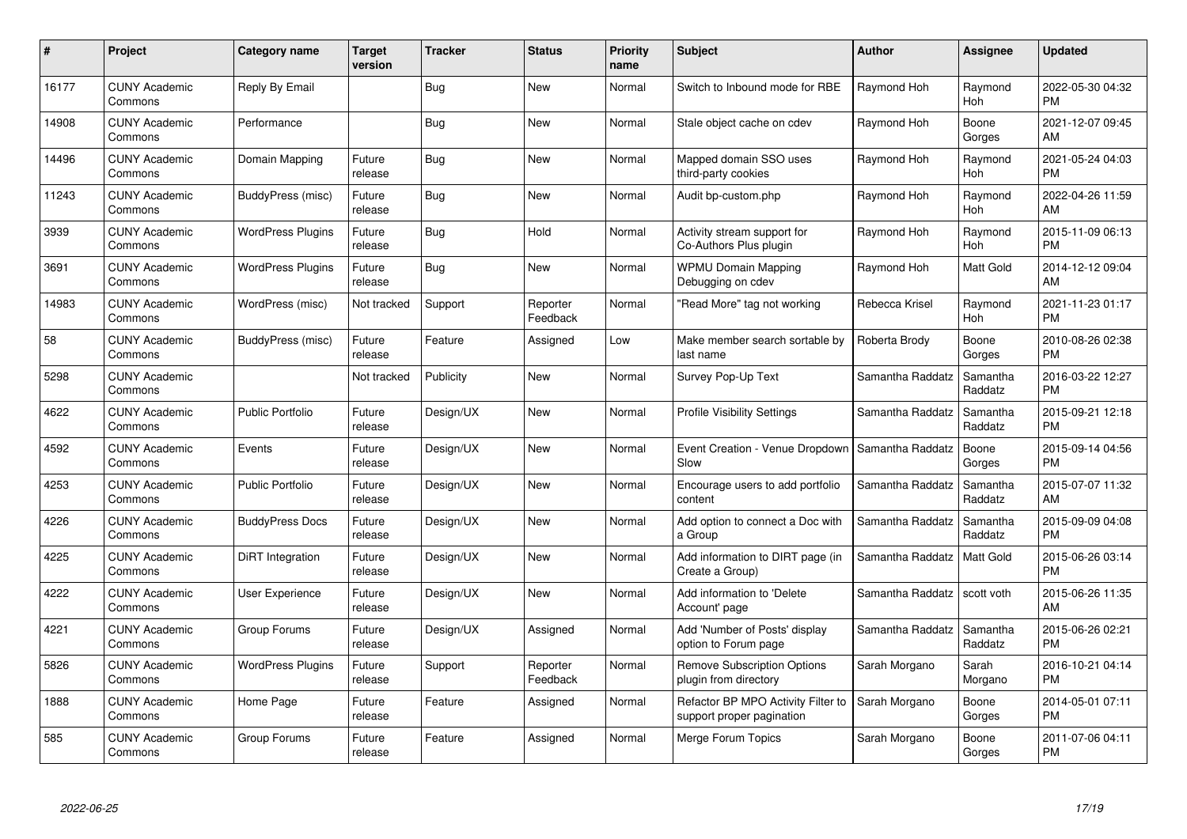| # | Project | Category name | Target version | Tracker | Status | Priority name | Subject | Author | Assignee | Updated |
|---|---|---|---|---|---|---|---|---|---|---|
| 16177 | CUNY Academic Commons | Reply By Email | | Bug | New | Normal | Switch to Inbound mode for RBE | Raymond Hoh | Raymond Hoh | 2022-05-30 04:32 PM |
| 14908 | CUNY Academic Commons | Performance | | Bug | New | Normal | Stale object cache on cdev | Raymond Hoh | Boone Gorges | 2021-12-07 09:45 AM |
| 14496 | CUNY Academic Commons | Domain Mapping | Future release | Bug | New | Normal | Mapped domain SSO uses third-party cookies | Raymond Hoh | Raymond Hoh | 2021-05-24 04:03 PM |
| 11243 | CUNY Academic Commons | BuddyPress (misc) | Future release | Bug | New | Normal | Audit bp-custom.php | Raymond Hoh | Raymond Hoh | 2022-04-26 11:59 AM |
| 3939 | CUNY Academic Commons | WordPress Plugins | Future release | Bug | Hold | Normal | Activity stream support for Co-Authors Plus plugin | Raymond Hoh | Raymond Hoh | 2015-11-09 06:13 PM |
| 3691 | CUNY Academic Commons | WordPress Plugins | Future release | Bug | New | Normal | WPMU Domain Mapping Debugging on cdev | Raymond Hoh | Matt Gold | 2014-12-12 09:04 AM |
| 14983 | CUNY Academic Commons | WordPress (misc) | Not tracked | Support | Reporter Feedback | Normal | "Read More" tag not working | Rebecca Krisel | Raymond Hoh | 2021-11-23 01:17 PM |
| 58 | CUNY Academic Commons | BuddyPress (misc) | Future release | Feature | Assigned | Low | Make member search sortable by last name | Roberta Brody | Boone Gorges | 2010-08-26 02:38 PM |
| 5298 | CUNY Academic Commons | | Not tracked | Publicity | New | Normal | Survey Pop-Up Text | Samantha Raddatz | Samantha Raddatz | 2016-03-22 12:27 PM |
| 4622 | CUNY Academic Commons | Public Portfolio | Future release | Design/UX | New | Normal | Profile Visibility Settings | Samantha Raddatz | Samantha Raddatz | 2015-09-21 12:18 PM |
| 4592 | CUNY Academic Commons | Events | Future release | Design/UX | New | Normal | Event Creation - Venue Dropdown Slow | Samantha Raddatz | Boone Gorges | 2015-09-14 04:56 PM |
| 4253 | CUNY Academic Commons | Public Portfolio | Future release | Design/UX | New | Normal | Encourage users to add portfolio content | Samantha Raddatz | Samantha Raddatz | 2015-07-07 11:32 AM |
| 4226 | CUNY Academic Commons | BuddyPress Docs | Future release | Design/UX | New | Normal | Add option to connect a Doc with a Group | Samantha Raddatz | Samantha Raddatz | 2015-09-09 04:08 PM |
| 4225 | CUNY Academic Commons | DiRT Integration | Future release | Design/UX | New | Normal | Add information to DIRT page (in Create a Group) | Samantha Raddatz | Matt Gold | 2015-06-26 03:14 PM |
| 4222 | CUNY Academic Commons | User Experience | Future release | Design/UX | New | Normal | Add information to 'Delete Account' page | Samantha Raddatz | scott voth | 2015-06-26 11:35 AM |
| 4221 | CUNY Academic Commons | Group Forums | Future release | Design/UX | Assigned | Normal | Add 'Number of Posts' display option to Forum page | Samantha Raddatz | Samantha Raddatz | 2015-06-26 02:21 PM |
| 5826 | CUNY Academic Commons | WordPress Plugins | Future release | Support | Reporter Feedback | Normal | Remove Subscription Options plugin from directory | Sarah Morgano | Sarah Morgano | 2016-10-21 04:14 PM |
| 1888 | CUNY Academic Commons | Home Page | Future release | Feature | Assigned | Normal | Refactor BP MPO Activity Filter to support proper pagination | Sarah Morgano | Boone Gorges | 2014-05-01 07:11 PM |
| 585 | CUNY Academic Commons | Group Forums | Future release | Feature | Assigned | Normal | Merge Forum Topics | Sarah Morgano | Boone Gorges | 2011-07-06 04:11 PM |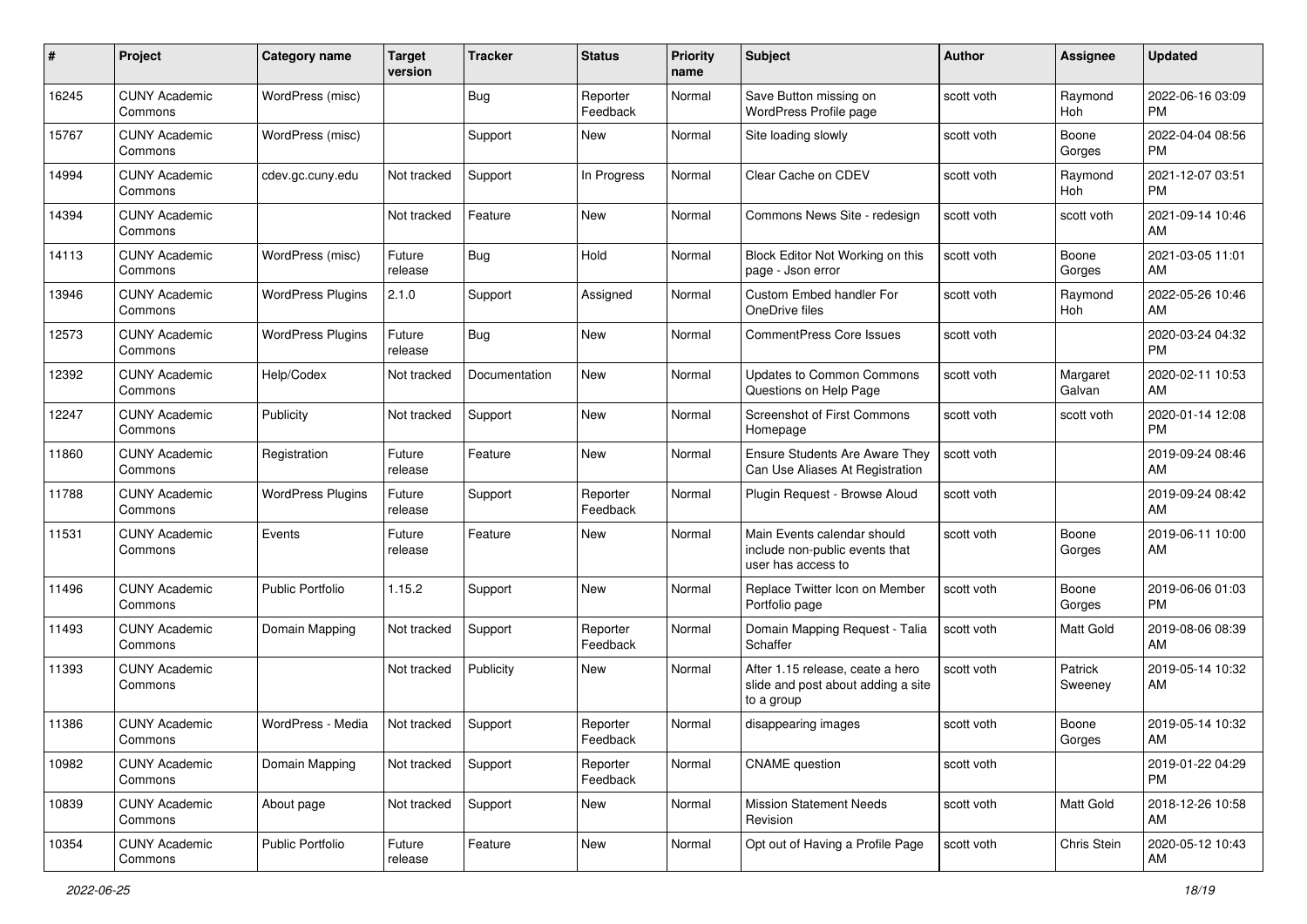| # | Project | Category name | Target version | Tracker | Status | Priority name | Subject | Author | Assignee | Updated |
|---|---|---|---|---|---|---|---|---|---|---|
| 16245 | CUNY Academic Commons | WordPress (misc) | | Bug | Reporter Feedback | Normal | Save Button missing on WordPress Profile page | scott voth | Raymond Hoh | 2022-06-16 03:09 PM |
| 15767 | CUNY Academic Commons | WordPress (misc) | | Support | New | Normal | Site loading slowly | scott voth | Boone Gorges | 2022-04-04 08:56 PM |
| 14994 | CUNY Academic Commons | cdev.gc.cuny.edu | Not tracked | Support | In Progress | Normal | Clear Cache on CDEV | scott voth | Raymond Hoh | 2021-12-07 03:51 PM |
| 14394 | CUNY Academic Commons | | Not tracked | Feature | New | Normal | Commons News Site - redesign | scott voth | scott voth | 2021-09-14 10:46 AM |
| 14113 | CUNY Academic Commons | WordPress (misc) | Future release | Bug | Hold | Normal | Block Editor Not Working on this page - Json error | scott voth | Boone Gorges | 2021-03-05 11:01 AM |
| 13946 | CUNY Academic Commons | WordPress Plugins | 2.1.0 | Support | Assigned | Normal | Custom Embed handler For OneDrive files | scott voth | Raymond Hoh | 2022-05-26 10:46 AM |
| 12573 | CUNY Academic Commons | WordPress Plugins | Future release | Bug | New | Normal | CommentPress Core Issues | scott voth | | 2020-03-24 04:32 PM |
| 12392 | CUNY Academic Commons | Help/Codex | Not tracked | Documentation | New | Normal | Updates to Common Commons Questions on Help Page | scott voth | Margaret Galvan | 2020-02-11 10:53 AM |
| 12247 | CUNY Academic Commons | Publicity | Not tracked | Support | New | Normal | Screenshot of First Commons Homepage | scott voth | scott voth | 2020-01-14 12:08 PM |
| 11860 | CUNY Academic Commons | Registration | Future release | Feature | New | Normal | Ensure Students Are Aware They Can Use Aliases At Registration | scott voth | | 2019-09-24 08:46 AM |
| 11788 | CUNY Academic Commons | WordPress Plugins | Future release | Support | Reporter Feedback | Normal | Plugin Request - Browse Aloud | scott voth | | 2019-09-24 08:42 AM |
| 11531 | CUNY Academic Commons | Events | Future release | Feature | New | Normal | Main Events calendar should include non-public events that user has access to | scott voth | Boone Gorges | 2019-06-11 10:00 AM |
| 11496 | CUNY Academic Commons | Public Portfolio | 1.15.2 | Support | New | Normal | Replace Twitter Icon on Member Portfolio page | scott voth | Boone Gorges | 2019-06-06 01:03 PM |
| 11493 | CUNY Academic Commons | Domain Mapping | Not tracked | Support | Reporter Feedback | Normal | Domain Mapping Request - Talia Schaffer | scott voth | Matt Gold | 2019-08-06 08:39 AM |
| 11393 | CUNY Academic Commons | | Not tracked | Publicity | New | Normal | After 1.15 release, ceate a hero slide and post about adding a site to a group | scott voth | Patrick Sweeney | 2019-05-14 10:32 AM |
| 11386 | CUNY Academic Commons | WordPress - Media | Not tracked | Support | Reporter Feedback | Normal | disappearing images | scott voth | Boone Gorges | 2019-05-14 10:32 AM |
| 10982 | CUNY Academic Commons | Domain Mapping | Not tracked | Support | Reporter Feedback | Normal | CNAME question | scott voth | | 2019-01-22 04:29 PM |
| 10839 | CUNY Academic Commons | About page | Not tracked | Support | New | Normal | Mission Statement Needs Revision | scott voth | Matt Gold | 2018-12-26 10:58 AM |
| 10354 | CUNY Academic Commons | Public Portfolio | Future release | Feature | New | Normal | Opt out of Having a Profile Page | scott voth | Chris Stein | 2020-05-12 10:43 AM |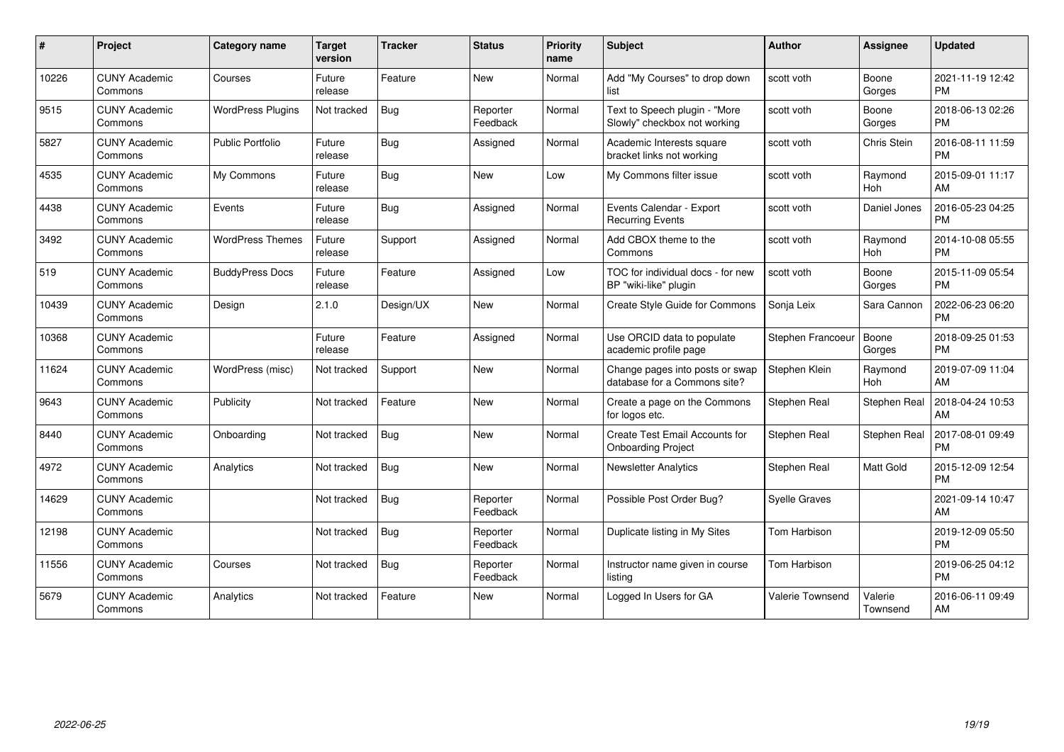| # | Project | Category name | Target version | Tracker | Status | Priority name | Subject | Author | Assignee | Updated |
|---|---|---|---|---|---|---|---|---|---|---|
| 10226 | CUNY Academic Commons | Courses | Future release | Feature | New | Normal | Add "My Courses" to drop down list | scott voth | Boone Gorges | 2021-11-19 12:42 PM |
| 9515 | CUNY Academic Commons | WordPress Plugins | Not tracked | Bug | Reporter Feedback | Normal | Text to Speech plugin - "More Slowly" checkbox not working | scott voth | Boone Gorges | 2018-06-13 02:26 PM |
| 5827 | CUNY Academic Commons | Public Portfolio | Future release | Bug | Assigned | Normal | Academic Interests square bracket links not working | scott voth | Chris Stein | 2016-08-11 11:59 PM |
| 4535 | CUNY Academic Commons | My Commons | Future release | Bug | New | Low | My Commons filter issue | scott voth | Raymond Hoh | 2015-09-01 11:17 AM |
| 4438 | CUNY Academic Commons | Events | Future release | Bug | Assigned | Normal | Events Calendar - Export Recurring Events | scott voth | Daniel Jones | 2016-05-23 04:25 PM |
| 3492 | CUNY Academic Commons | WordPress Themes | Future release | Support | Assigned | Normal | Add CBOX theme to the Commons | scott voth | Raymond Hoh | 2014-10-08 05:55 PM |
| 519 | CUNY Academic Commons | BuddyPress Docs | Future release | Feature | Assigned | Low | TOC for individual docs - for new BP "wiki-like" plugin | scott voth | Boone Gorges | 2015-11-09 05:54 PM |
| 10439 | CUNY Academic Commons | Design | 2.1.0 | Design/UX | New | Normal | Create Style Guide for Commons | Sonja Leix | Sara Cannon | 2022-06-23 06:20 PM |
| 10368 | CUNY Academic Commons | | Future release | Feature | Assigned | Normal | Use ORCID data to populate academic profile page | Stephen Francoeur | Boone Gorges | 2018-09-25 01:53 PM |
| 11624 | CUNY Academic Commons | WordPress (misc) | Not tracked | Support | New | Normal | Change pages into posts or swap database for a Commons site? | Stephen Klein | Raymond Hoh | 2019-07-09 11:04 AM |
| 9643 | CUNY Academic Commons | Publicity | Not tracked | Feature | New | Normal | Create a page on the Commons for logos etc. | Stephen Real | Stephen Real | 2018-04-24 10:53 AM |
| 8440 | CUNY Academic Commons | Onboarding | Not tracked | Bug | New | Normal | Create Test Email Accounts for Onboarding Project | Stephen Real | Stephen Real | 2017-08-01 09:49 PM |
| 4972 | CUNY Academic Commons | Analytics | Not tracked | Bug | New | Normal | Newsletter Analytics | Stephen Real | Matt Gold | 2015-12-09 12:54 PM |
| 14629 | CUNY Academic Commons | | Not tracked | Bug | Reporter Feedback | Normal | Possible Post Order Bug? | Syelle Graves | | 2021-09-14 10:47 AM |
| 12198 | CUNY Academic Commons | | Not tracked | Bug | Reporter Feedback | Normal | Duplicate listing in My Sites | Tom Harbison | | 2019-12-09 05:50 PM |
| 11556 | CUNY Academic Commons | Courses | Not tracked | Bug | Reporter Feedback | Normal | Instructor name given in course listing | Tom Harbison | | 2019-06-25 04:12 PM |
| 5679 | CUNY Academic Commons | Analytics | Not tracked | Feature | New | Normal | Logged In Users for GA | Valerie Townsend | Valerie Townsend | 2016-06-11 09:49 AM |